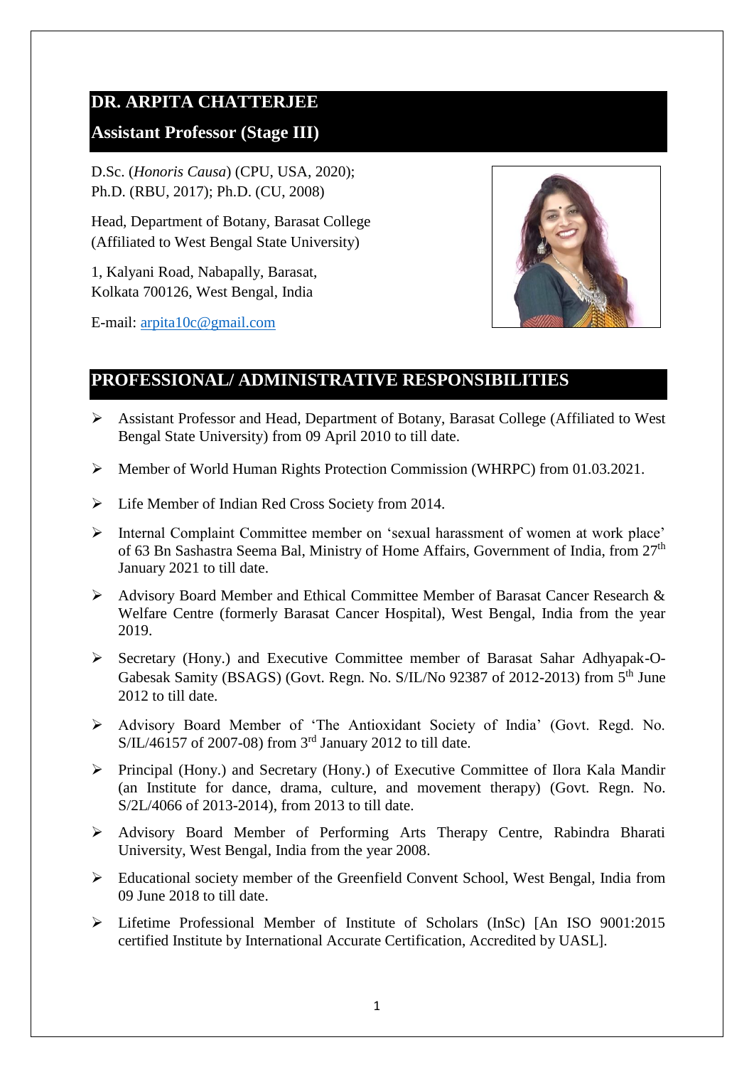# DR. ARPITA CHATTERJEE

## Assistant Professor (Stage III)

D.Sc. (*Honoris Causa*) (CPU, USA, 2020); Ph.D. (RBU, 2017); Ph.D. (CU, 2008)

Head, Department of Botany, Barasat College (Affiliated to West Bengal State University)

1, Kalyani Road, Nabapally, Barasat, Kolkata 700126, West Bengal, India

E-mail: arpita10c@gmail.com

## PROFESSIONAL/ ADMINISTRATIVE RESPONSIBILITIES

- Assistant Professor and Head, Department of Botany, Barasat College (Affiliated to West Bengal State University) from 09 April 2010 to till date.
- Member of World Human Rights Protection Commission (WHRPC) from 01.03.2021.
- Life Member of Indian Red Cross Society from 2014.
- Internal Complaint Committee member on 'sexual harassment of women at work place' of 63 Bn Sashastra Seema Bal, Ministry of Home Affairs, Government of India, from 27th January 2021 to till date.
- Advisory Board Member and Ethical Committee Member of Barasat Cancer Research & Welfare Centre (formerly Barasat Cancer Hospital), West Bengal, India from the year 2019.
- Secretary (Hony.) and Executive Committee member of Barasat Sahar Adhyapak-O-Gabesak Samity (BSAGS) (Govt. Regn. No. S/IL/No 92387 of 2012-2013) from 5th June 2012 to till date.
- Advisory Board Member of 'The Antioxidant Society of India' (Govt. Regd. No. S/IL/46157 of 2007-08) from 3rd January 2012 to till date.
- Principal (Hony.) and Secretary (Hony.) of Executive Committee of Ilora Kala Mandir (an Institute for dance, drama, culture, and movement therapy) (Govt. Regn. No. S/2L/4066 of 2013-2014), from 2013 to till date.
- Advisory Board Member of Performing Arts Therapy Centre, Rabindra Bharati University, West Bengal, India from the year 2008.
- Educational society member of the Greenfield Convent School, West Bengal, India from 09 June 2018 to till date.
- Lifetime Professional Member of Institute of Scholars (InSc) [An ISO 9001:2015 certified Institute by International Accurate Certification, Accredited by UASL].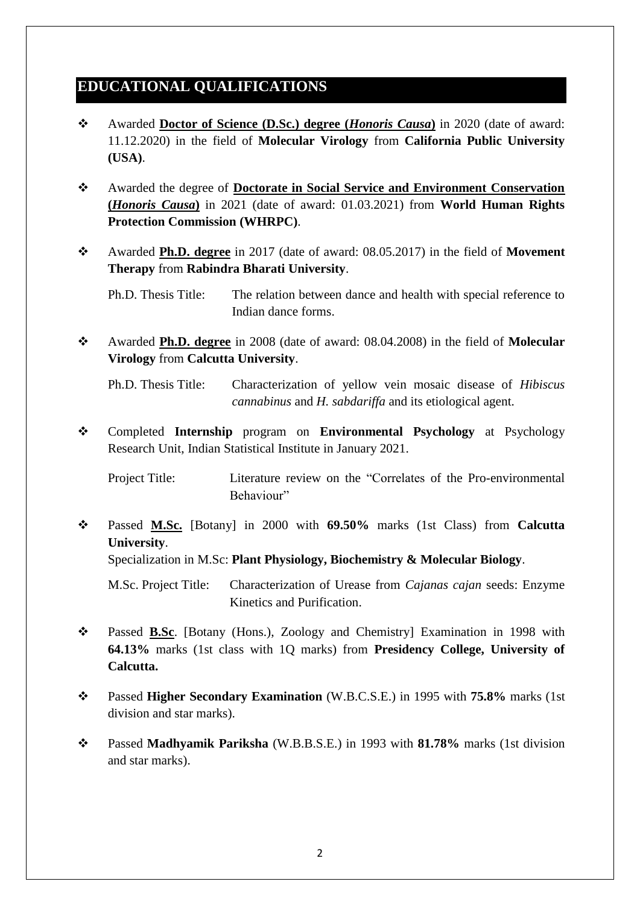## EDUCATIONAL QUALIFICATIONS

- Awarded **Doctor of Science (D.Sc.) degree (*Honoris Causa*)** in 2020 (date of award: 11.12.2020) in the field of **Molecular Virology** from **California Public University (USA)**.

- Awarded the degree of **Doctorate in Social Service and Environment Conservation (*Honoris Causa*)** in 2021 (date of award: 01.03.2021) from **World Human Rights Protection Commission (WHRPC)**.

- Awarded **Ph.D. degree** in 2017 (date of award: 08.05.2017) in the field of **Movement Therapy** from **Rabindra Bharati University**.

  Ph.D. Thesis Title: The relation between dance and health with special reference to Indian dance forms.

- Awarded **Ph.D. degree** in 2008 (date of award: 08.04.2008) in the field of **Molecular Virology** from **Calcutta University**.

  Ph.D. Thesis Title: Characterization of yellow vein mosaic disease of *Hibiscus cannabinus* and *H. sabdariffa* and its etiological agent.

- Completed **Internship** program on **Environmental Psychology** at Psychology Research Unit, Indian Statistical Institute in January 2021.

  Project Title: Literature review on the "Correlates of the Pro-environmental Behaviour"

- Passed **M.Sc.** [Botany] in 2000 with **69.50%** marks (1st Class) from **Calcutta University**.
  Specialization in M.Sc: **Plant Physiology, Biochemistry & Molecular Biology**.

  M.Sc. Project Title: Characterization of Urease from *Cajanas cajan* seeds: Enzyme Kinetics and Purification.

- Passed **B.Sc**. [Botany (Hons.), Zoology and Chemistry] Examination in 1998 with **64.13%** marks (1st class with 1Q marks) from **Presidency College, University of Calcutta.**

- Passed **Higher Secondary Examination** (W.B.C.S.E.) in 1995 with **75.8%** marks (1st division and star marks).

- Passed **Madhyamik Pariksha** (W.B.B.S.E.) in 1993 with **81.78%** marks (1st division and star marks).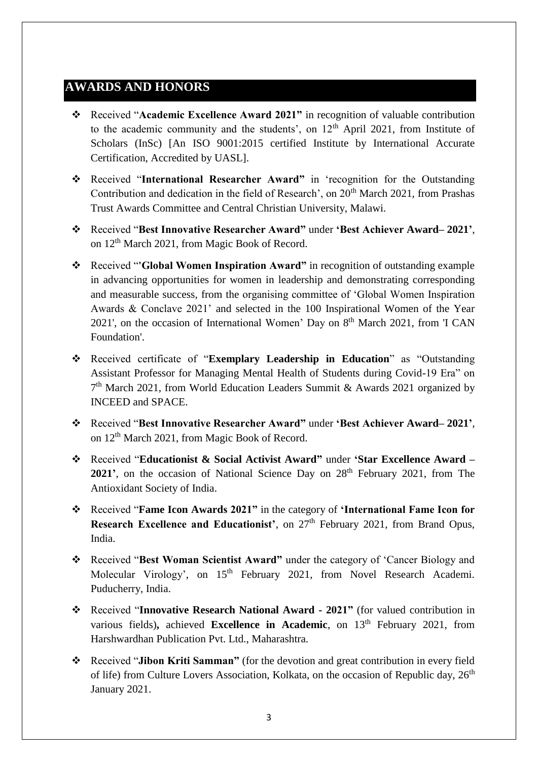## AWARDS AND HONORS

- Received "**Academic Excellence Award 2021"** in recognition of valuable contribution to the academic community and the students', on 12th April 2021, from Institute of Scholars (InSc) [An ISO 9001:2015 certified Institute by International Accurate Certification, Accredited by UASL].
- Received "**International Researcher Award"** in 'recognition for the Outstanding Contribution and dedication in the field of Research', on 20th March 2021, from Prashas Trust Awards Committee and Central Christian University, Malawi.
- Received "**Best Innovative Researcher Award"** under **'Best Achiever Award– 2021'**, on 12th March 2021, from Magic Book of Record.
- Received "'**Global Women Inspiration Award"** in recognition of outstanding example in advancing opportunities for women in leadership and demonstrating corresponding and measurable success, from the organising committee of 'Global Women Inspiration Awards & Conclave 2021' and selected in the 100 Inspirational Women of the Year 2021', on the occasion of International Women' Day on 8th March 2021, from 'I CAN Foundation'.
- Received certificate of "**Exemplary Leadership in Education**" as "Outstanding Assistant Professor for Managing Mental Health of Students during Covid-19 Era" on 7th March 2021, from World Education Leaders Summit & Awards 2021 organized by INCEED and SPACE.
- Received "**Best Innovative Researcher Award"** under **'Best Achiever Award– 2021'**, on 12th March 2021, from Magic Book of Record.
- Received "**Educationist & Social Activist Award"** under **'Star Excellence Award – 2021'**, on the occasion of National Science Day on 28th February 2021, from The Antioxidant Society of India.
- Received "**Fame Icon Awards 2021"** in the category of **'International Fame Icon for Research Excellence and Educationist'**, on 27th February 2021, from Brand Opus, India.
- Received "**Best Woman Scientist Award"** under the category of 'Cancer Biology and Molecular Virology', on 15th February 2021, from Novel Research Academi. Puducherry, India.
- Received "**Innovative Research National Award - 2021"** (for valued contribution in various fields)**,** achieved **Excellence in Academic**, on 13th February 2021, from Harshwardhan Publication Pvt. Ltd., Maharashtra.
- Received "**Jibon Kriti Samman"** (for the devotion and great contribution in every field of life) from Culture Lovers Association, Kolkata, on the occasion of Republic day, 26th January 2021.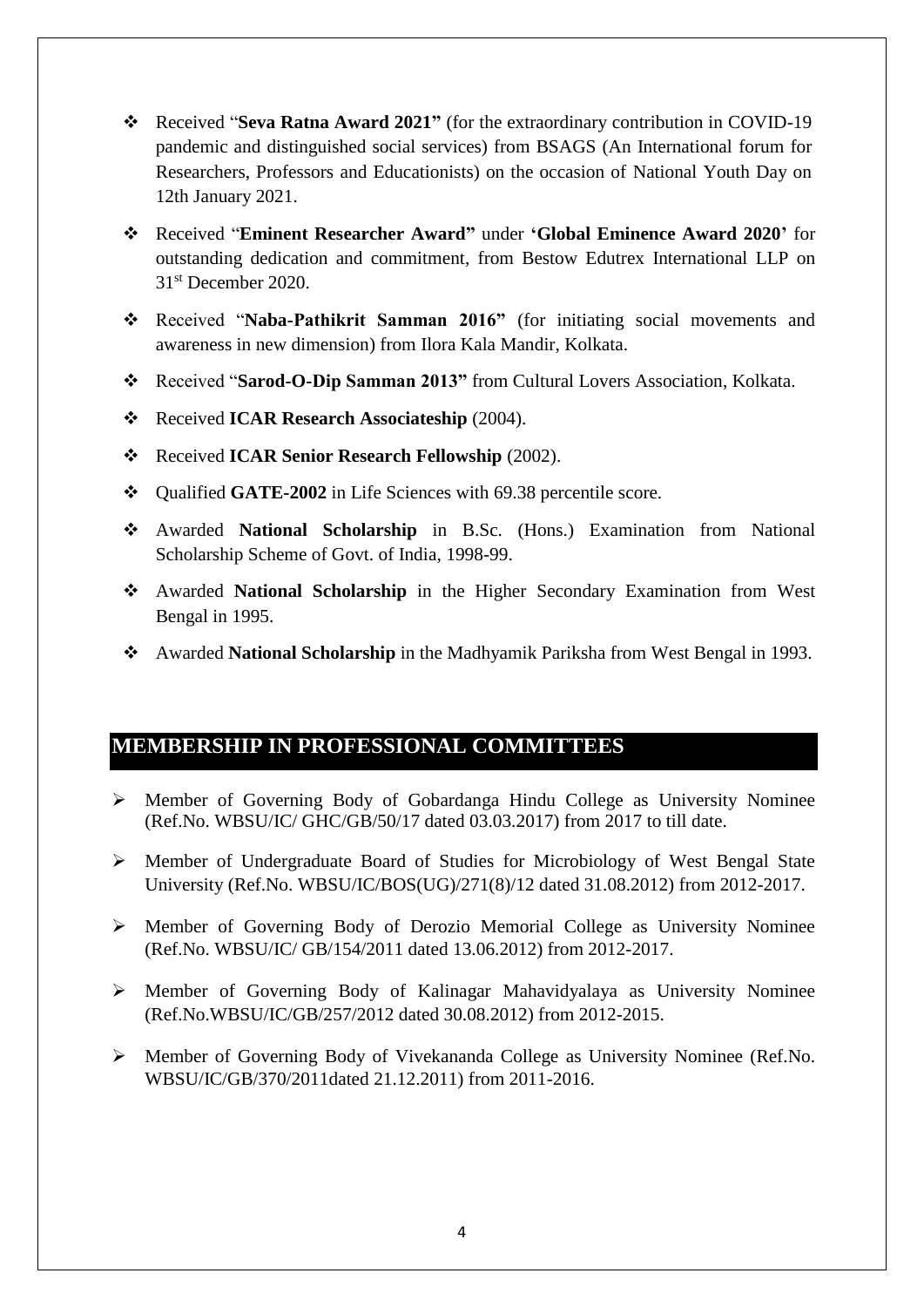- Received "**Seva Ratna Award 2021"** (for the extraordinary contribution in COVID-19 pandemic and distinguished social services) from BSAGS (An International forum for Researchers, Professors and Educationists) on the occasion of National Youth Day on 12th January 2021.
- Received "**Eminent Researcher Award"** under **'Global Eminence Award 2020'** for outstanding dedication and commitment, from Bestow Edutrex International LLP on 31st December 2020.
- Received "**Naba-Pathikrit Samman 2016"** (for initiating social movements and awareness in new dimension) from Ilora Kala Mandir, Kolkata.
- Received "**Sarod-O-Dip Samman 2013"** from Cultural Lovers Association, Kolkata.
- Received **ICAR Research Associateship** (2004).
- Received **ICAR Senior Research Fellowship** (2002).
- Qualified **GATE-2002** in Life Sciences with 69.38 percentile score.
- Awarded **National Scholarship** in B.Sc. (Hons.) Examination from National Scholarship Scheme of Govt. of India, 1998-99.
- Awarded **National Scholarship** in the Higher Secondary Examination from West Bengal in 1995.
- Awarded **National Scholarship** in the Madhyamik Pariksha from West Bengal in 1993.

## MEMBERSHIP IN PROFESSIONAL COMMITTEES

- Member of Governing Body of Gobardanga Hindu College as University Nominee (Ref.No. WBSU/IC/ GHC/GB/50/17 dated 03.03.2017) from 2017 to till date.
- Member of Undergraduate Board of Studies for Microbiology of West Bengal State University (Ref.No. WBSU/IC/BOS(UG)/271(8)/12 dated 31.08.2012) from 2012-2017.
- Member of Governing Body of Derozio Memorial College as University Nominee (Ref.No. WBSU/IC/ GB/154/2011 dated 13.06.2012) from 2012-2017.
- Member of Governing Body of Kalinagar Mahavidyalaya as University Nominee (Ref.No.WBSU/IC/GB/257/2012 dated 30.08.2012) from 2012-2015.
- Member of Governing Body of Vivekananda College as University Nominee (Ref.No. WBSU/IC/GB/370/2011dated 21.12.2011) from 2011-2016.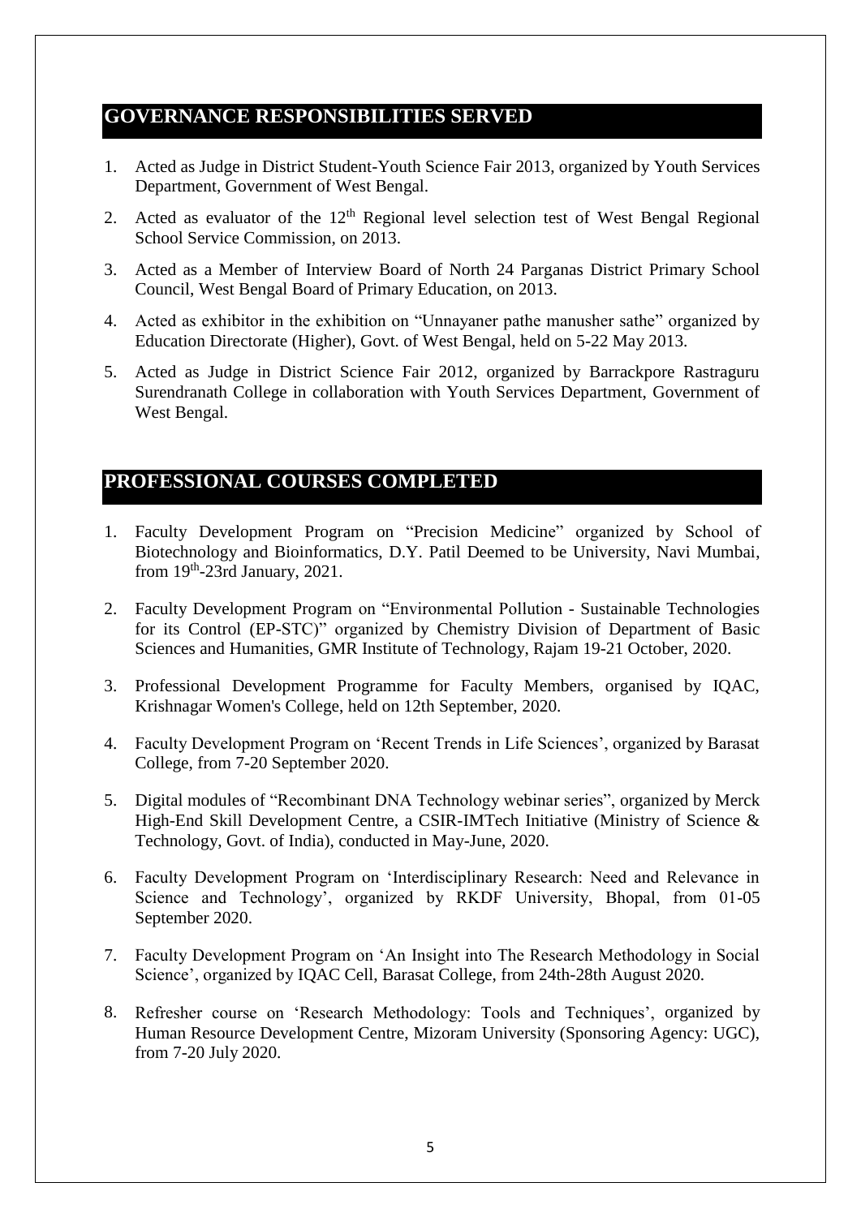## GOVERNANCE RESPONSIBILITIES SERVED

1. Acted as Judge in District Student-Youth Science Fair 2013, organized by Youth Services Department, Government of West Bengal.
2. Acted as evaluator of the $12^{th}$ Regional level selection test of West Bengal Regional School Service Commission, on 2013.
3. Acted as a Member of Interview Board of North 24 Parganas District Primary School Council, West Bengal Board of Primary Education, on 2013.
4. Acted as exhibitor in the exhibition on "Unnayaner pathe manusher sathe" organized by Education Directorate (Higher), Govt. of West Bengal, held on 5-22 May 2013.
5. Acted as Judge in District Science Fair 2012, organized by Barrackpore Rastraguru Surendranath College in collaboration with Youth Services Department, Government of West Bengal.

## PROFESSIONAL COURSES COMPLETED

1. Faculty Development Program on "Precision Medicine" organized by School of Biotechnology and Bioinformatics, D.Y. Patil Deemed to be University, Navi Mumbai, from $19^{th}$-23rd January, 2021.
2. Faculty Development Program on "Environmental Pollution - Sustainable Technologies for its Control (EP-STC)" organized by Chemistry Division of Department of Basic Sciences and Humanities, GMR Institute of Technology, Rajam 19-21 October, 2020.
3. Professional Development Programme for Faculty Members, organised by IQAC, Krishnagar Women's College, held on 12th September, 2020.
4. Faculty Development Program on 'Recent Trends in Life Sciences', organized by Barasat College, from 7-20 September 2020.
5. Digital modules of "Recombinant DNA Technology webinar series", organized by Merck High-End Skill Development Centre, a CSIR-IMTech Initiative (Ministry of Science & Technology, Govt. of India), conducted in May-June, 2020.
6. Faculty Development Program on 'Interdisciplinary Research: Need and Relevance in Science and Technology', organized by RKDF University, Bhopal, from 01-05 September 2020.
7. Faculty Development Program on 'An Insight into The Research Methodology in Social Science', organized by IQAC Cell, Barasat College, from 24th-28th August 2020.
8. Refresher course on 'Research Methodology: Tools and Techniques', organized by Human Resource Development Centre, Mizoram University (Sponsoring Agency: UGC), from 7-20 July 2020.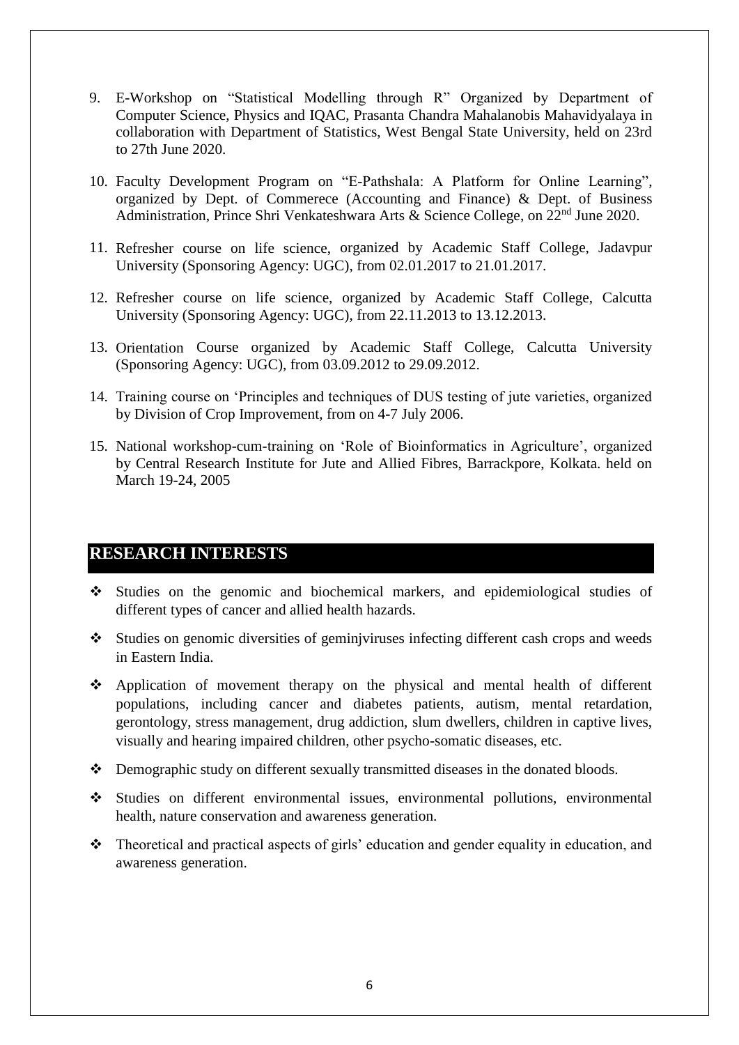9. E-Workshop on "Statistical Modelling through R" Organized by Department of Computer Science, Physics and IQAC, Prasanta Chandra Mahalanobis Mahavidyalaya in collaboration with Department of Statistics, West Bengal State University, held on 23rd to 27th June 2020.

10. Faculty Development Program on "E-Pathshala: A Platform for Online Learning", organized by Dept. of Commerece (Accounting and Finance) & Dept. of Business Administration, Prince Shri Venkateshwara Arts & Science College, on 22nd June 2020.

11. Refresher course on life science, organized by Academic Staff College, Jadavpur University (Sponsoring Agency: UGC), from 02.01.2017 to 21.01.2017.

12. Refresher course on life science, organized by Academic Staff College, Calcutta University (Sponsoring Agency: UGC), from 22.11.2013 to 13.12.2013.

13. Orientation Course organized by Academic Staff College, Calcutta University (Sponsoring Agency: UGC), from 03.09.2012 to 29.09.2012.

14. Training course on 'Principles and techniques of DUS testing of jute varieties, organized by Division of Crop Improvement, from on 4-7 July 2006.

15. National workshop-cum-training on 'Role of Bioinformatics in Agriculture', organized by Central Research Institute for Jute and Allied Fibres, Barrackpore, Kolkata. held on March 19-24, 2005

## RESEARCH INTERESTS

- Studies on the genomic and biochemical markers, and epidemiological studies of different types of cancer and allied health hazards.
- Studies on genomic diversities of geminjviruses infecting different cash crops and weeds in Eastern India.
- Application of movement therapy on the physical and mental health of different populations, including cancer and diabetes patients, autism, mental retardation, gerontology, stress management, drug addiction, slum dwellers, children in captive lives, visually and hearing impaired children, other psycho-somatic diseases, etc.
- Demographic study on different sexually transmitted diseases in the donated bloods.
- Studies on different environmental issues, environmental pollutions, environmental health, nature conservation and awareness generation.
- Theoretical and practical aspects of girls' education and gender equality in education, and awareness generation.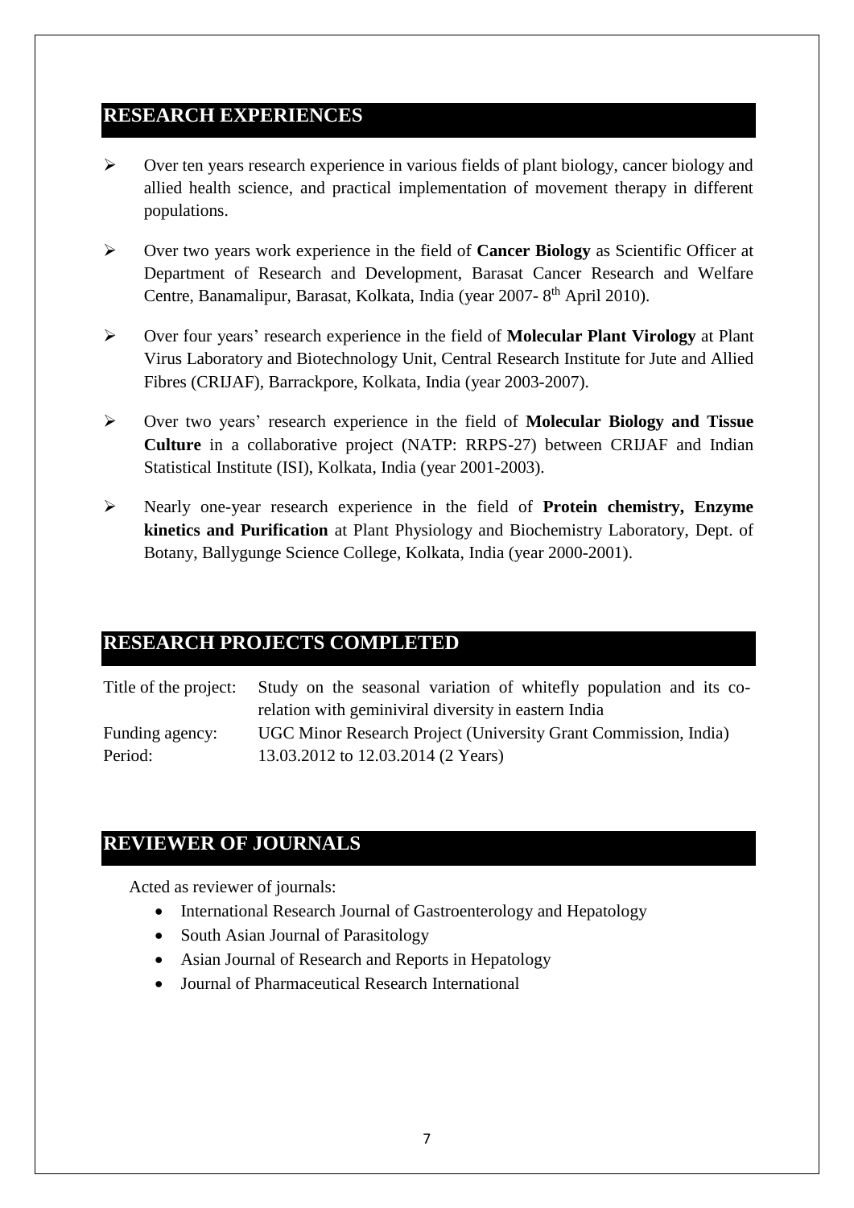## RESEARCH EXPERIENCES

- Over ten years research experience in various fields of plant biology, cancer biology and allied health science, and practical implementation of movement therapy in different populations.
- Over two years work experience in the field of **Cancer Biology** as Scientific Officer at Department of Research and Development, Barasat Cancer Research and Welfare Centre, Banamalipur, Barasat, Kolkata, India (year 2007- 8th April 2010).
- Over four years' research experience in the field of **Molecular Plant Virology** at Plant Virus Laboratory and Biotechnology Unit, Central Research Institute for Jute and Allied Fibres (CRIJAF), Barrackpore, Kolkata, India (year 2003-2007).
- Over two years' research experience in the field of **Molecular Biology and Tissue Culture** in a collaborative project (NATP: RRPS-27) between CRIJAF and Indian Statistical Institute (ISI), Kolkata, India (year 2001-2003).
- Nearly one-year research experience in the field of **Protein chemistry, Enzyme kinetics and Purification** at Plant Physiology and Biochemistry Laboratory, Dept. of Botany, Ballygunge Science College, Kolkata, India (year 2000-2001).

## RESEARCH PROJECTS COMPLETED

| | |
|---|---|
| Title of the project: | Study on the seasonal variation of whitefly population and its co-relation with geminiviral diversity in eastern India |
| Funding agency: | UGC Minor Research Project (University Grant Commission, India) |
| Period: | 13.03.2012 to 12.03.2014 (2 Years) |

## REVIEWER OF JOURNALS

Acted as reviewer of journals:

- International Research Journal of Gastroenterology and Hepatology
- South Asian Journal of Parasitology
- Asian Journal of Research and Reports in Hepatology
- Journal of Pharmaceutical Research International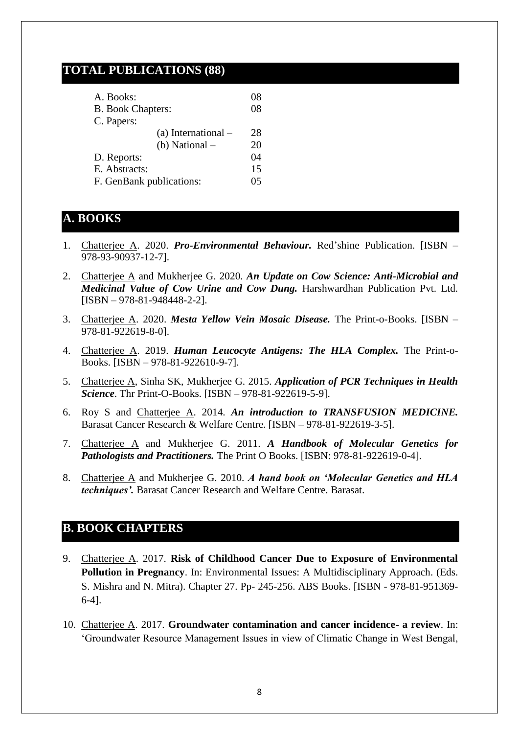## TOTAL PUBLICATIONS (88)

| | |
|---|---|
| A. Books: | 08 |
| B. Book Chapters: | 08 |
| C. Papers: | |
| (a) International – | 28 |
| (b) National – | 20 |
| D. Reports: | 04 |
| E. Abstracts: | 15 |
| F. GenBank publications: | 05 |

## A. BOOKS

1. Chatterjee A. 2020. ***Pro-Environmental Behaviour.*** Red'shine Publication. [ISBN – 978-93-90937-12-7].

2. Chatterjee A and Mukherjee G. 2020. ***An Update on Cow Science: Anti-Microbial and Medicinal Value of Cow Urine and Cow Dung.*** Harshwardhan Publication Pvt. Ltd. [ISBN – 978-81-948448-2-2].

3. Chatterjee A. 2020. ***Mesta Yellow Vein Mosaic Disease.*** The Print-o-Books. [ISBN – 978-81-922619-8-0].

4. Chatterjee A. 2019. ***Human Leucocyte Antigens: The HLA Complex.*** The Print-o-Books. [ISBN – 978-81-922610-9-7].

5. Chatterjee A, Sinha SK, Mukherjee G. 2015. ***Application of PCR Techniques in Health Science***. Thr Print-O-Books. [ISBN – 978-81-922619-5-9].

6. Roy S and Chatterjee A. 2014. ***An introduction to TRANSFUSION MEDICINE.*** Barasat Cancer Research & Welfare Centre. [ISBN – 978-81-922619-3-5].

7. Chatterjee A and Mukherjee G. 2011. ***A Handbook of Molecular Genetics for Pathologists and Practitioners.*** The Print O Books. [ISBN: 978-81-922619-0-4].

8. Chatterjee A and Mukherjee G. 2010. ***A hand book on 'Molecular Genetics and HLA techniques'.*** Barasat Cancer Research and Welfare Centre. Barasat.

## B. BOOK CHAPTERS

9. Chatterjee A. 2017. **Risk of Childhood Cancer Due to Exposure of Environmental Pollution in Pregnancy**. In: Environmental Issues: A Multidisciplinary Approach. (Eds. S. Mishra and N. Mitra). Chapter 27. Pp- 245-256. ABS Books. [ISBN - 978-81-951369-6-4].

10. Chatterjee A. 2017. **Groundwater contamination and cancer incidence- a review**. In: 'Groundwater Resource Management Issues in view of Climatic Change in West Bengal,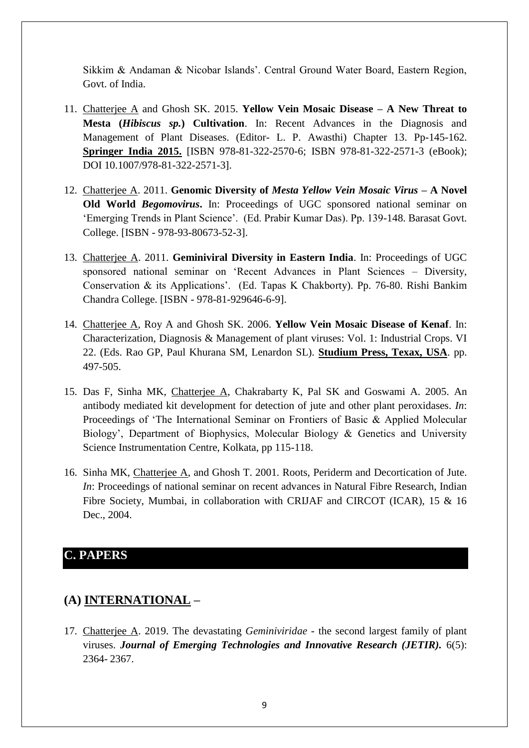Sikkim & Andaman & Nicobar Islands'. Central Ground Water Board, Eastern Region, Govt. of India.

11. Chatterjee A and Ghosh SK. 2015. **Yellow Vein Mosaic Disease – A New Threat to Mesta (*Hibiscus sp.*) Cultivation**. In: Recent Advances in the Diagnosis and Management of Plant Diseases. (Editor- L. P. Awasthi) Chapter 13. Pp-145-162. **Springer India 2015.** [ISBN 978-81-322-2570-6; ISBN 978-81-322-2571-3 (eBook); DOI 10.1007/978-81-322-2571-3].

12. Chatterjee A. 2011. **Genomic Diversity of *Mesta Yellow Vein Mosaic Virus* – A Novel Old World *Begomovirus***. In: Proceedings of UGC sponsored national seminar on 'Emerging Trends in Plant Science'. (Ed. Prabir Kumar Das). Pp. 139-148. Barasat Govt. College. [ISBN - 978-93-80673-52-3].

13. Chatterjee A. 2011. **Geminiviral Diversity in Eastern India**. In: Proceedings of UGC sponsored national seminar on 'Recent Advances in Plant Sciences – Diversity, Conservation & its Applications'. (Ed. Tapas K Chakborty). Pp. 76-80. Rishi Bankim Chandra College. [ISBN - 978-81-929646-6-9].

14. Chatterjee A, Roy A and Ghosh SK. 2006. **Yellow Vein Mosaic Disease of Kenaf**. In: Characterization, Diagnosis & Management of plant viruses: Vol. 1: Industrial Crops. VI 22. (Eds. Rao GP, Paul Khurana SM, Lenardon SL). **Studium Press, Texax, USA**. pp. 497-505.

15. Das F, Sinha MK, Chatterjee A, Chakrabarty K, Pal SK and Goswami A. 2005. An antibody mediated kit development for detection of jute and other plant peroxidases. *In*: Proceedings of 'The International Seminar on Frontiers of Basic & Applied Molecular Biology', Department of Biophysics, Molecular Biology & Genetics and University Science Instrumentation Centre, Kolkata, pp 115-118.

16. Sinha MK, Chatterjee A, and Ghosh T. 2001. Roots, Periderm and Decortication of Jute. *In*: Proceedings of national seminar on recent advances in Natural Fibre Research, Indian Fibre Society, Mumbai, in collaboration with CRIJAF and CIRCOT (ICAR), 15 & 16 Dec., 2004.

## C. PAPERS

## (A) INTERNATIONAL –

17. Chatterjee A. 2019. The devastating *Geminiviridae* - the second largest family of plant viruses. ***Journal of Emerging Technologies and Innovative Research (JETIR)***. 6(5): 2364- 2367.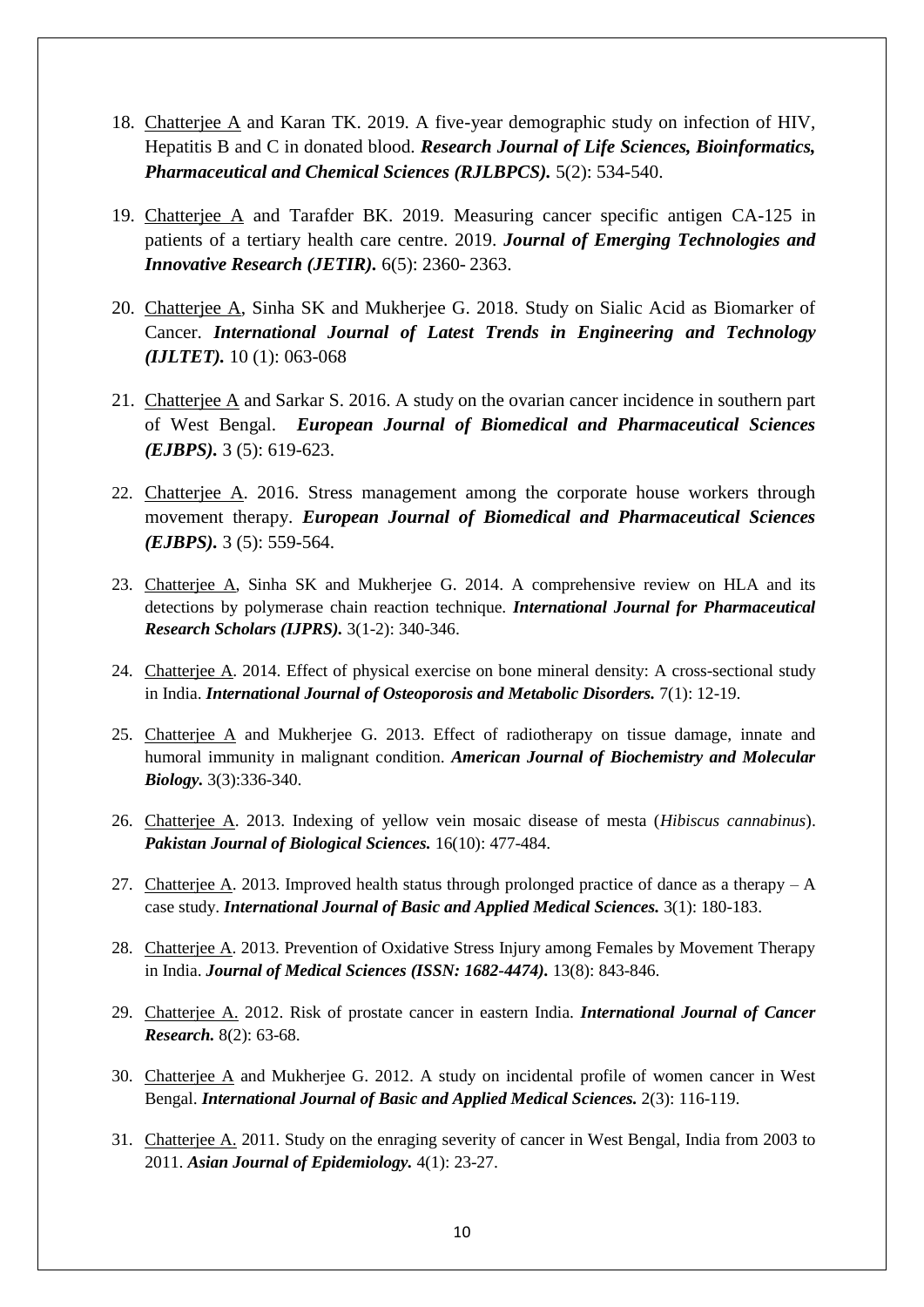18. Chatterjee A and Karan TK. 2019. A five-year demographic study on infection of HIV, Hepatitis B and C in donated blood. ***Research Journal of Life Sciences, Bioinformatics, Pharmaceutical and Chemical Sciences (RJLBPCS).*** 5(2): 534-540.

19. Chatterjee A and Tarafder BK. 2019. Measuring cancer specific antigen CA-125 in patients of a tertiary health care centre. 2019. ***Journal of Emerging Technologies and Innovative Research (JETIR).*** 6(5): 2360- 2363.

20. Chatterjee A, Sinha SK and Mukherjee G. 2018. Study on Sialic Acid as Biomarker of Cancer. ***International Journal of Latest Trends in Engineering and Technology (IJLTET).*** 10 (1): 063-068

21. Chatterjee A and Sarkar S. 2016. A study on the ovarian cancer incidence in southern part of West Bengal. ***European Journal of Biomedical and Pharmaceutical Sciences (EJBPS).*** 3 (5): 619-623.

22. Chatterjee A. 2016. Stress management among the corporate house workers through movement therapy. ***European Journal of Biomedical and Pharmaceutical Sciences (EJBPS).*** 3 (5): 559-564.

23. Chatterjee A, Sinha SK and Mukherjee G. 2014. A comprehensive review on HLA and its detections by polymerase chain reaction technique. ***International Journal for Pharmaceutical Research Scholars (IJPRS).*** 3(1-2): 340-346.

24. Chatterjee A. 2014. Effect of physical exercise on bone mineral density: A cross-sectional study in India. ***International Journal of Osteoporosis and Metabolic Disorders.*** 7(1): 12-19.

25. Chatterjee A and Mukherjee G. 2013. Effect of radiotherapy on tissue damage, innate and humoral immunity in malignant condition. ***American Journal of Biochemistry and Molecular Biology.*** 3(3):336-340.

26. Chatterjee A. 2013. Indexing of yellow vein mosaic disease of mesta (*Hibiscus cannabinus*). ***Pakistan Journal of Biological Sciences.*** 16(10): 477-484.

27. Chatterjee A. 2013. Improved health status through prolonged practice of dance as a therapy – A case study. ***International Journal of Basic and Applied Medical Sciences.*** 3(1): 180-183.

28. Chatterjee A. 2013. Prevention of Oxidative Stress Injury among Females by Movement Therapy in India. ***Journal of Medical Sciences (ISSN: 1682-4474).*** 13(8): 843-846.

29. Chatterjee A. 2012. Risk of prostate cancer in eastern India. ***International Journal of Cancer Research.*** 8(2): 63-68.

30. Chatterjee A and Mukherjee G. 2012. A study on incidental profile of women cancer in West Bengal. ***International Journal of Basic and Applied Medical Sciences.*** 2(3): 116-119.

31. Chatterjee A. 2011. Study on the enraging severity of cancer in West Bengal, India from 2003 to 2011. ***Asian Journal of Epidemiology.*** 4(1): 23-27.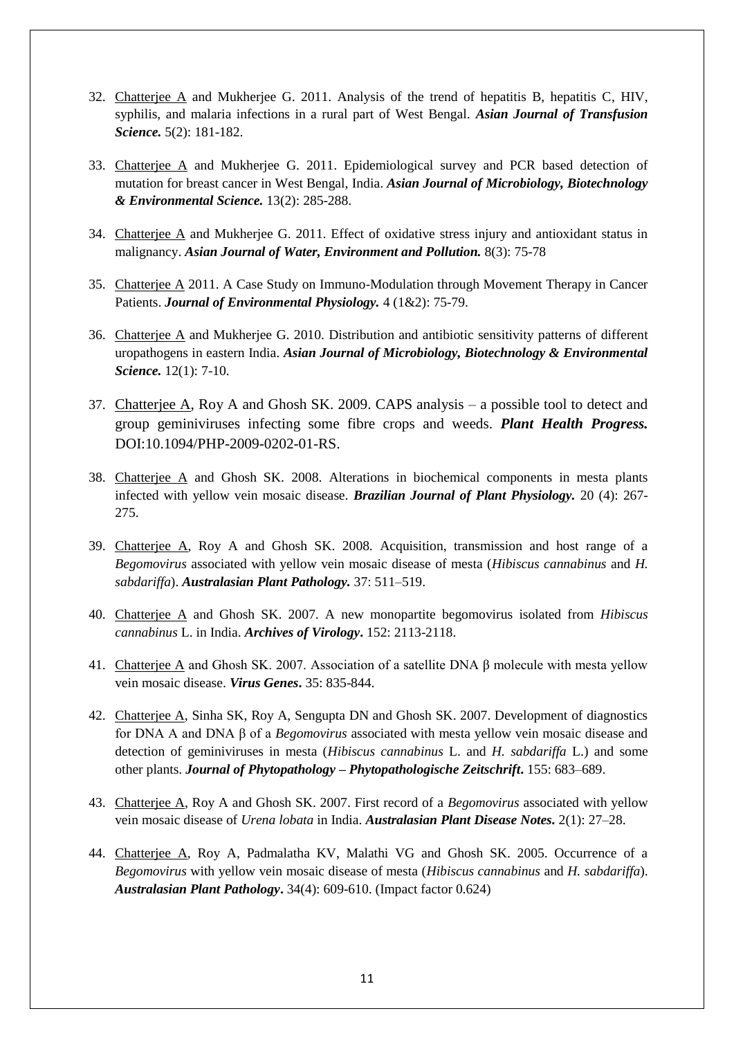32. <u>Chatterjee A</u> and Mukherjee G. 2011. Analysis of the trend of hepatitis B, hepatitis C, HIV, syphilis, and malaria infections in a rural part of West Bengal. ***Asian Journal of Transfusion Science.*** 5(2): 181-182.

33. <u>Chatterjee A</u> and Mukherjee G. 2011. Epidemiological survey and PCR based detection of mutation for breast cancer in West Bengal, India. ***Asian Journal of Microbiology, Biotechnology & Environmental Science.*** 13(2): 285-288.

34. <u>Chatterjee A</u> and Mukherjee G. 2011. Effect of oxidative stress injury and antioxidant status in malignancy. ***Asian Journal of Water, Environment and Pollution.*** 8(3): 75-78

35. <u>Chatterjee A</u> 2011. A Case Study on Immuno-Modulation through Movement Therapy in Cancer Patients. ***Journal of Environmental Physiology.*** 4 (1&2): 75-79.

36. <u>Chatterjee A</u> and Mukherjee G. 2010. Distribution and antibiotic sensitivity patterns of different uropathogens in eastern India. ***Asian Journal of Microbiology, Biotechnology & Environmental Science.*** 12(1): 7-10.

37. <u>Chatterjee A</u>, Roy A and Ghosh SK. 2009. CAPS analysis – a possible tool to detect and group geminiviruses infecting some fibre crops and weeds. ***Plant Health Progress.*** DOI:10.1094/PHP-2009-0202-01-RS.

38. <u>Chatterjee A</u> and Ghosh SK. 2008. Alterations in biochemical components in mesta plants infected with yellow vein mosaic disease. ***Brazilian Journal of Plant Physiology.*** 20 (4): 267-275.

39. <u>Chatterjee A</u>, Roy A and Ghosh SK. 2008. Acquisition, transmission and host range of a *Begomovirus* associated with yellow vein mosaic disease of mesta (*Hibiscus cannabinus* and *H. sabdariffa*). ***Australasian Plant Pathology.*** 37: 511–519.

40. <u>Chatterjee A</u> and Ghosh SK. 2007. A new monopartite begomovirus isolated from *Hibiscus cannabinus* L. in India. ***Archives of Virology*.** 152: 2113-2118.

41. <u>Chatterjee A</u> and Ghosh SK. 2007. Association of a satellite DNA β molecule with mesta yellow vein mosaic disease. ***Virus Genes*.** 35: 835-844.

42. <u>Chatterjee A</u>, Sinha SK, Roy A, Sengupta DN and Ghosh SK. 2007. Development of diagnostics for DNA A and DNA β of a *Begomovirus* associated with mesta yellow vein mosaic disease and detection of geminiviruses in mesta (*Hibiscus cannabinus* L. and *H. sabdariffa* L.) and some other plants. ***Journal of Phytopathology – Phytopathologische Zeitschrift*.** 155: 683–689.

43. <u>Chatterjee A</u>, Roy A and Ghosh SK. 2007. First record of a *Begomovirus* associated with yellow vein mosaic disease of *Urena lobata* in India. ***Australasian Plant Disease Notes.*** 2(1): 27–28.

44. <u>Chatterjee A</u>, Roy A, Padmalatha KV, Malathi VG and Ghosh SK. 2005. Occurrence of a *Begomovirus* with yellow vein mosaic disease of mesta (*Hibiscus cannabinus* and *H. sabdariffa*). ***Australasian Plant Pathology*.** 34(4): 609-610. (Impact factor 0.624)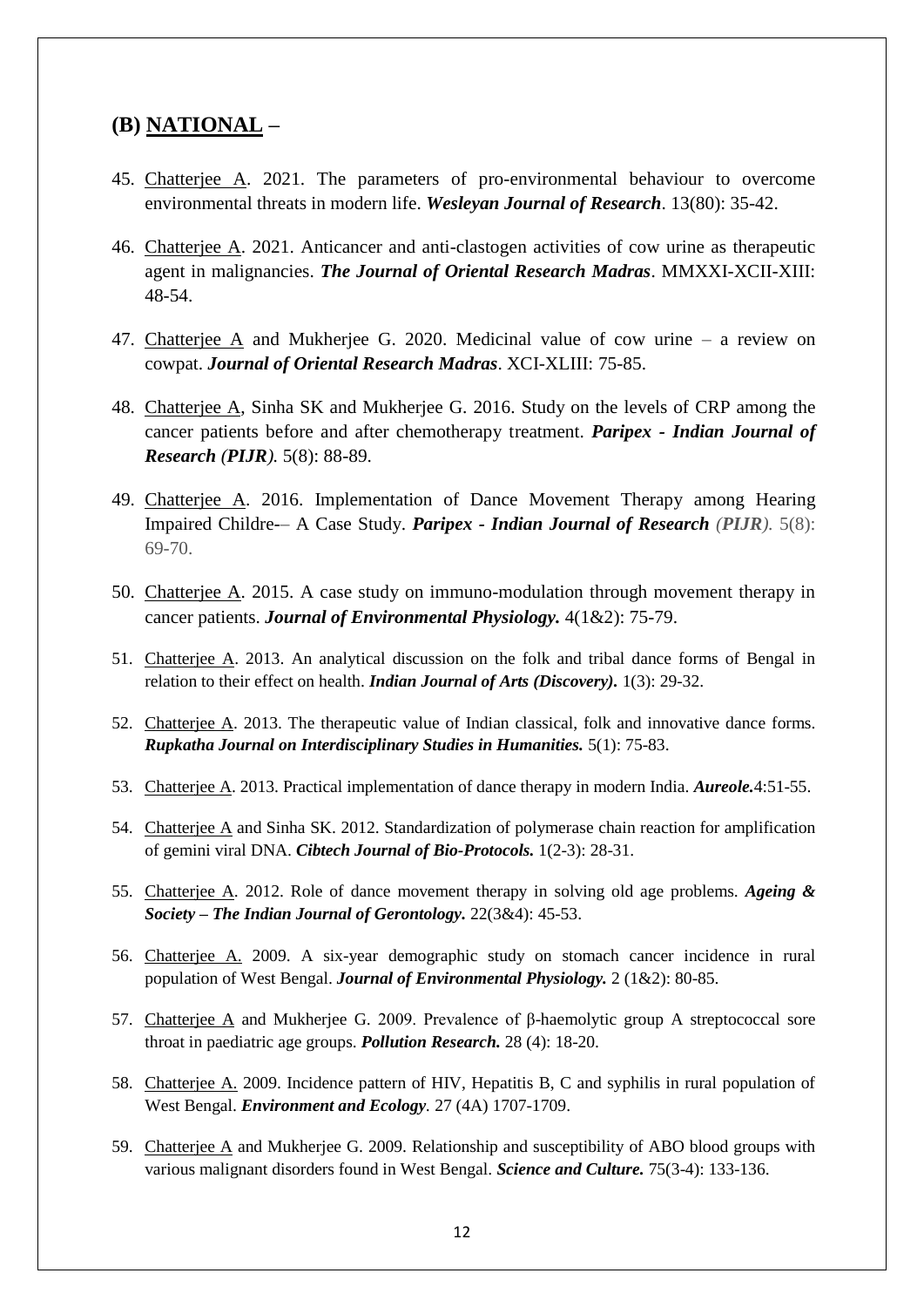## (B) NATIONAL –

45. Chatterjee A. 2021. The parameters of pro-environmental behaviour to overcome environmental threats in modern life. ***Wesleyan Journal of Research***. 13(80): 35-42.

46. Chatterjee A. 2021. Anticancer and anti-clastogen activities of cow urine as therapeutic agent in malignancies. ***The Journal of Oriental Research Madras***. MMXXI-XCII-XIII: 48-54.

47. Chatterjee A and Mukherjee G. 2020. Medicinal value of cow urine – a review on cowpat. ***Journal of Oriental Research Madras***. XCI-XLIII: 75-85.

48. Chatterjee A, Sinha SK and Mukherjee G. 2016. Study on the levels of CRP among the cancer patients before and after chemotherapy treatment. ***Paripex - Indian Journal of Research (PIJR)***. 5(8): 88-89.

49. Chatterjee A. 2016. Implementation of Dance Movement Therapy among Hearing Impaired Childre-– A Case Study. ***Paripex - Indian Journal of Research (PIJR)***. 5(8): 69-70.

50. Chatterjee A. 2015. A case study on immuno-modulation through movement therapy in cancer patients. ***Journal of Environmental Physiology.*** 4(1&2): 75-79.

51. Chatterjee A. 2013. An analytical discussion on the folk and tribal dance forms of Bengal in relation to their effect on health. ***Indian Journal of Arts (Discovery).*** 1(3): 29-32.

52. Chatterjee A. 2013. The therapeutic value of Indian classical, folk and innovative dance forms. ***Rupkatha Journal on Interdisciplinary Studies in Humanities.*** 5(1): 75-83.

53. Chatterjee A. 2013. Practical implementation of dance therapy in modern India. ***Aureole.***4:51-55.

54. Chatterjee A and Sinha SK. 2012. Standardization of polymerase chain reaction for amplification of gemini viral DNA. ***Cibtech Journal of Bio-Protocols.*** 1(2-3): 28-31.

55. Chatterjee A. 2012. Role of dance movement therapy in solving old age problems. ***Ageing & Society – The Indian Journal of Gerontology.*** 22(3&4): 45-53.

56. Chatterjee A. 2009. A six-year demographic study on stomach cancer incidence in rural population of West Bengal. ***Journal of Environmental Physiology.*** 2 (1&2): 80-85.

57. Chatterjee A and Mukherjee G. 2009. Prevalence of β-haemolytic group A streptococcal sore throat in paediatric age groups. ***Pollution Research.*** 28 (4): 18-20.

58. Chatterjee A. 2009. Incidence pattern of HIV, Hepatitis B, C and syphilis in rural population of West Bengal. ***Environment and Ecology***. 27 (4A) 1707-1709.

59. Chatterjee A and Mukherjee G. 2009. Relationship and susceptibility of ABO blood groups with various malignant disorders found in West Bengal. ***Science and Culture.*** 75(3-4): 133-136.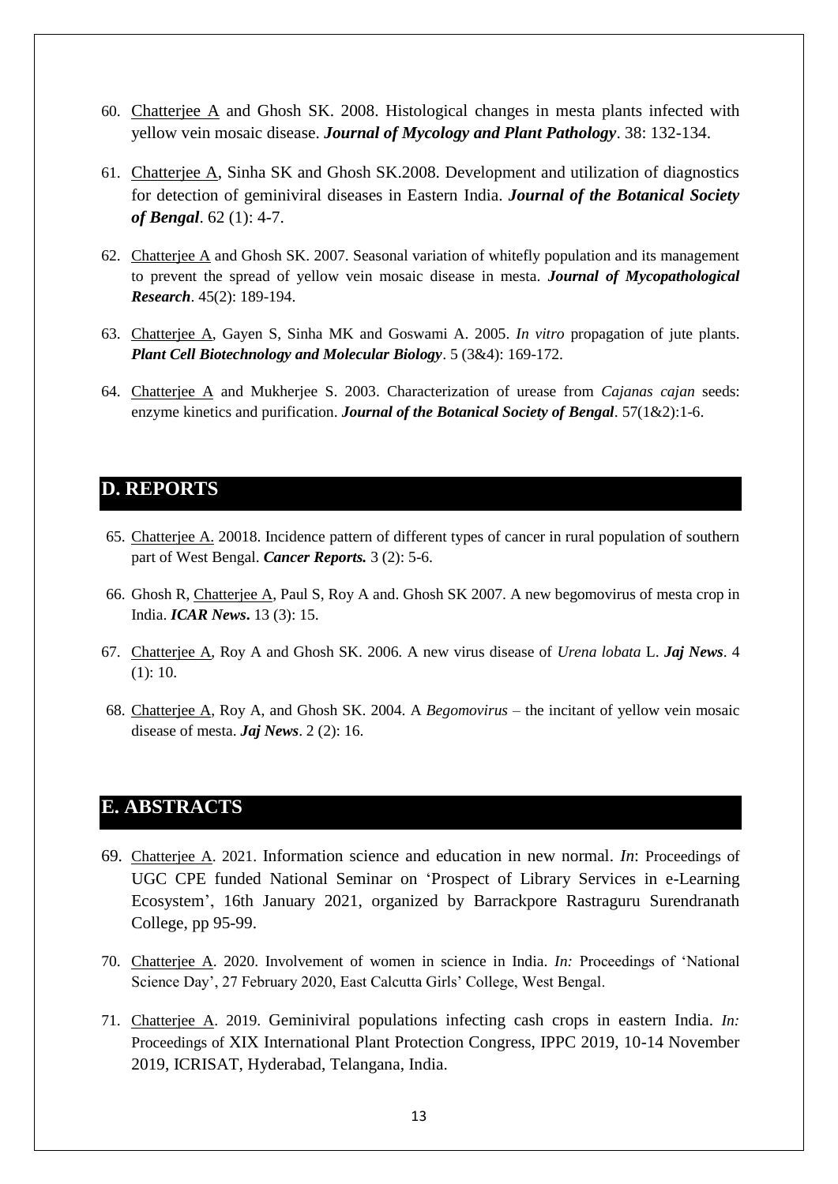60. Chatterjee A and Ghosh SK. 2008. Histological changes in mesta plants infected with yellow vein mosaic disease. ***Journal of Mycology and Plant Pathology***. 38: 132-134.

61. Chatterjee A, Sinha SK and Ghosh SK.2008. Development and utilization of diagnostics for detection of geminiviral diseases in Eastern India. ***Journal of the Botanical Society of Bengal***. 62 (1): 4-7.

62. Chatterjee A and Ghosh SK. 2007. Seasonal variation of whitefly population and its management to prevent the spread of yellow vein mosaic disease in mesta. ***Journal of Mycopathological Research***. 45(2): 189-194.

63. Chatterjee A, Gayen S, Sinha MK and Goswami A. 2005. *In vitro* propagation of jute plants. ***Plant Cell Biotechnology and Molecular Biology***. 5 (3&4): 169-172.

64. Chatterjee A and Mukherjee S. 2003. Characterization of urease from *Cajanas cajan* seeds: enzyme kinetics and purification. ***Journal of the Botanical Society of Bengal***. 57(1&2):1-6.

## D. REPORTS

65. Chatterjee A. 20018. Incidence pattern of different types of cancer in rural population of southern part of West Bengal. ***Cancer Reports.*** 3 (2): 5-6.

66. Ghosh R, Chatterjee A, Paul S, Roy A and. Ghosh SK 2007. A new begomovirus of mesta crop in India. ***ICAR News***. 13 (3): 15.

67. Chatterjee A, Roy A and Ghosh SK. 2006. A new virus disease of *Urena lobata* L. ***Jaj News***. 4 (1): 10.

68. Chatterjee A, Roy A, and Ghosh SK. 2004. A *Begomovirus* – the incitant of yellow vein mosaic disease of mesta. ***Jaj News***. 2 (2): 16.

## E. ABSTRACTS

69. Chatterjee A. 2021. Information science and education in new normal. *In*: Proceedings of UGC CPE funded National Seminar on 'Prospect of Library Services in e-Learning Ecosystem', 16th January 2021, organized by Barrackpore Rastraguru Surendranath College, pp 95-99.

70. Chatterjee A. 2020. Involvement of women in science in India. *In:* Proceedings of 'National Science Day', 27 February 2020, East Calcutta Girls' College, West Bengal.

71. Chatterjee A. 2019. Geminiviral populations infecting cash crops in eastern India. *In:* Proceedings of XIX International Plant Protection Congress, IPPC 2019, 10-14 November 2019, ICRISAT, Hyderabad, Telangana, India.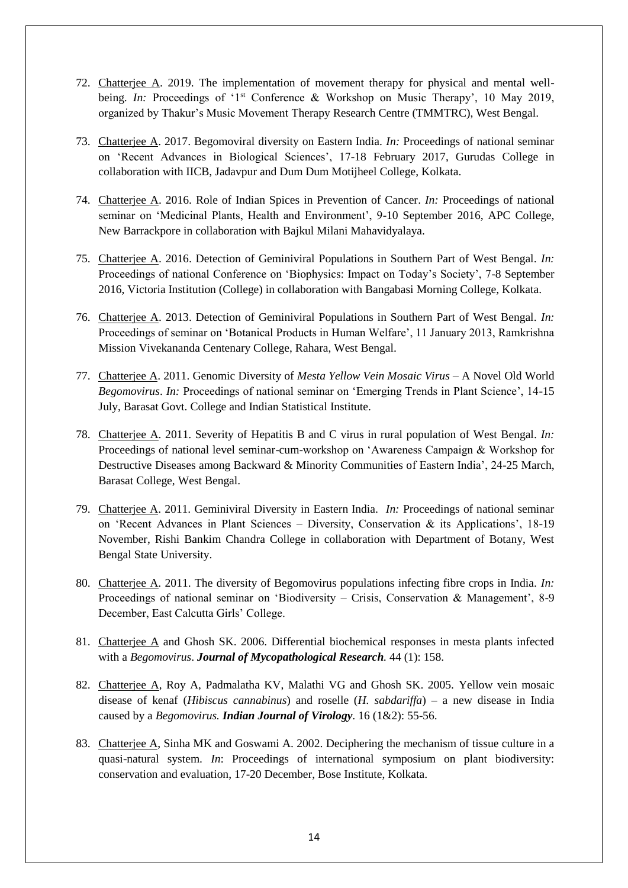72. Chatterjee A. 2019. The implementation of movement therapy for physical and mental well-being. *In:* Proceedings of '1st Conference & Workshop on Music Therapy', 10 May 2019, organized by Thakur's Music Movement Therapy Research Centre (TMMTRC), West Bengal.

73. Chatterjee A. 2017. Begomoviral diversity on Eastern India. *In:* Proceedings of national seminar on 'Recent Advances in Biological Sciences', 17-18 February 2017, Gurudas College in collaboration with IICB, Jadavpur and Dum Dum Motijheel College, Kolkata.

74. Chatterjee A. 2016. Role of Indian Spices in Prevention of Cancer. *In:* Proceedings of national seminar on 'Medicinal Plants, Health and Environment', 9-10 September 2016, APC College, New Barrackpore in collaboration with Bajkul Milani Mahavidyalaya.

75. Chatterjee A. 2016. Detection of Geminiviral Populations in Southern Part of West Bengal. *In:* Proceedings of national Conference on 'Biophysics: Impact on Today's Society', 7-8 September 2016, Victoria Institution (College) in collaboration with Bangabasi Morning College, Kolkata.

76. Chatterjee A. 2013. Detection of Geminiviral Populations in Southern Part of West Bengal. *In:* Proceedings of seminar on 'Botanical Products in Human Welfare', 11 January 2013, Ramkrishna Mission Vivekananda Centenary College, Rahara, West Bengal.

77. Chatterjee A. 2011. Genomic Diversity of *Mesta Yellow Vein Mosaic Virus* – A Novel Old World *Begomovirus*. *In:* Proceedings of national seminar on 'Emerging Trends in Plant Science', 14-15 July, Barasat Govt. College and Indian Statistical Institute.

78. Chatterjee A. 2011. Severity of Hepatitis B and C virus in rural population of West Bengal. *In:* Proceedings of national level seminar-cum-workshop on 'Awareness Campaign & Workshop for Destructive Diseases among Backward & Minority Communities of Eastern India', 24-25 March, Barasat College, West Bengal.

79. Chatterjee A. 2011. Geminiviral Diversity in Eastern India. *In:* Proceedings of national seminar on 'Recent Advances in Plant Sciences – Diversity, Conservation & its Applications', 18-19 November, Rishi Bankim Chandra College in collaboration with Department of Botany, West Bengal State University.

80. Chatterjee A. 2011. The diversity of Begomovirus populations infecting fibre crops in India. *In:* Proceedings of national seminar on 'Biodiversity – Crisis, Conservation & Management', 8-9 December, East Calcutta Girls' College.

81. Chatterjee A and Ghosh SK. 2006. Differential biochemical responses in mesta plants infected with a *Begomovirus*. ***Journal of Mycopathological Research.*** 44 (1): 158.

82. Chatterjee A, Roy A, Padmalatha KV, Malathi VG and Ghosh SK. 2005. Yellow vein mosaic disease of kenaf (*Hibiscus cannabinus*) and roselle (*H. sabdariffa*) – a new disease in India caused by a *Begomovirus.* ***Indian Journal of Virology***. 16 (1&2): 55-56.

83. Chatterjee A, Sinha MK and Goswami A. 2002. Deciphering the mechanism of tissue culture in a quasi-natural system. *In*: Proceedings of international symposium on plant biodiversity: conservation and evaluation, 17-20 December, Bose Institute, Kolkata.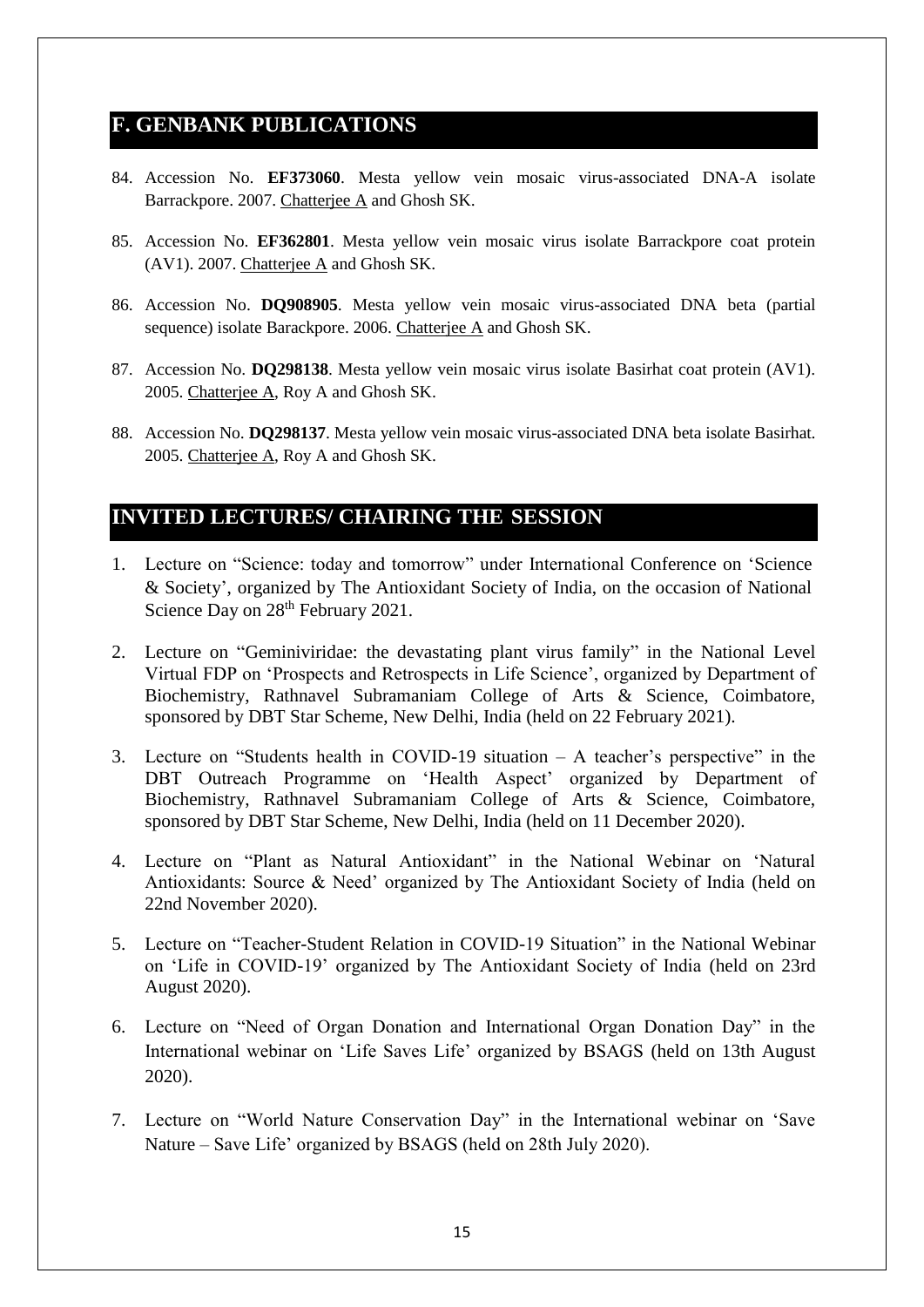## F. GENBANK PUBLICATIONS

84. Accession No. **EF373060**. Mesta yellow vein mosaic virus-associated DNA-A isolate Barrackpore. 2007. Chatterjee A and Ghosh SK.

85. Accession No. **EF362801**. Mesta yellow vein mosaic virus isolate Barrackpore coat protein (AV1). 2007. Chatterjee A and Ghosh SK.

86. Accession No. **DQ908905**. Mesta yellow vein mosaic virus-associated DNA beta (partial sequence) isolate Barackpore. 2006. Chatterjee A and Ghosh SK.

87. Accession No. **DQ298138**. Mesta yellow vein mosaic virus isolate Basirhat coat protein (AV1). 2005. Chatterjee A, Roy A and Ghosh SK.

88. Accession No. **DQ298137**. Mesta yellow vein mosaic virus-associated DNA beta isolate Basirhat. 2005. Chatterjee A, Roy A and Ghosh SK.

## INVITED LECTURES/ CHAIRING THE SESSION

1. Lecture on "Science: today and tomorrow" under International Conference on 'Science & Society', organized by The Antioxidant Society of India, on the occasion of National Science Day on 28th February 2021.

2. Lecture on "Geminiviridae: the devastating plant virus family" in the National Level Virtual FDP on 'Prospects and Retrospects in Life Science', organized by Department of Biochemistry, Rathnavel Subramaniam College of Arts & Science, Coimbatore, sponsored by DBT Star Scheme, New Delhi, India (held on 22 February 2021).

3. Lecture on "Students health in COVID-19 situation – A teacher's perspective" in the DBT Outreach Programme on 'Health Aspect' organized by Department of Biochemistry, Rathnavel Subramaniam College of Arts & Science, Coimbatore, sponsored by DBT Star Scheme, New Delhi, India (held on 11 December 2020).

4. Lecture on "Plant as Natural Antioxidant" in the National Webinar on 'Natural Antioxidants: Source & Need' organized by The Antioxidant Society of India (held on 22nd November 2020).

5. Lecture on "Teacher-Student Relation in COVID-19 Situation" in the National Webinar on 'Life in COVID-19' organized by The Antioxidant Society of India (held on 23rd August 2020).

6. Lecture on "Need of Organ Donation and International Organ Donation Day" in the International webinar on 'Life Saves Life' organized by BSAGS (held on 13th August 2020).

7. Lecture on "World Nature Conservation Day" in the International webinar on 'Save Nature – Save Life' organized by BSAGS (held on 28th July 2020).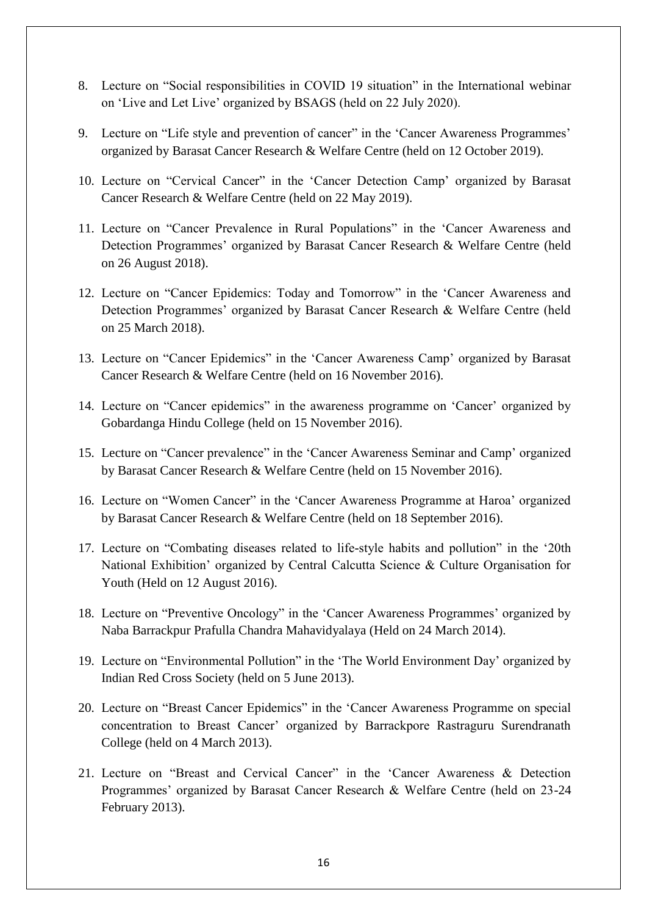8. Lecture on "Social responsibilities in COVID 19 situation" in the International webinar on 'Live and Let Live' organized by BSAGS (held on 22 July 2020).
9. Lecture on "Life style and prevention of cancer" in the 'Cancer Awareness Programmes' organized by Barasat Cancer Research & Welfare Centre (held on 12 October 2019).
10. Lecture on "Cervical Cancer" in the 'Cancer Detection Camp' organized by Barasat Cancer Research & Welfare Centre (held on 22 May 2019).
11. Lecture on "Cancer Prevalence in Rural Populations" in the 'Cancer Awareness and Detection Programmes' organized by Barasat Cancer Research & Welfare Centre (held on 26 August 2018).
12. Lecture on "Cancer Epidemics: Today and Tomorrow" in the 'Cancer Awareness and Detection Programmes' organized by Barasat Cancer Research & Welfare Centre (held on 25 March 2018).
13. Lecture on "Cancer Epidemics" in the 'Cancer Awareness Camp' organized by Barasat Cancer Research & Welfare Centre (held on 16 November 2016).
14. Lecture on "Cancer epidemics" in the awareness programme on 'Cancer' organized by Gobardanga Hindu College (held on 15 November 2016).
15. Lecture on "Cancer prevalence" in the 'Cancer Awareness Seminar and Camp' organized by Barasat Cancer Research & Welfare Centre (held on 15 November 2016).
16. Lecture on "Women Cancer" in the 'Cancer Awareness Programme at Haroa' organized by Barasat Cancer Research & Welfare Centre (held on 18 September 2016).
17. Lecture on "Combating diseases related to life-style habits and pollution" in the '20th National Exhibition' organized by Central Calcutta Science & Culture Organisation for Youth (Held on 12 August 2016).
18. Lecture on "Preventive Oncology" in the 'Cancer Awareness Programmes' organized by Naba Barrackpur Prafulla Chandra Mahavidyalaya (Held on 24 March 2014).
19. Lecture on "Environmental Pollution" in the 'The World Environment Day' organized by Indian Red Cross Society (held on 5 June 2013).
20. Lecture on "Breast Cancer Epidemics" in the 'Cancer Awareness Programme on special concentration to Breast Cancer' organized by Barrackpore Rastraguru Surendranath College (held on 4 March 2013).
21. Lecture on "Breast and Cervical Cancer" in the 'Cancer Awareness & Detection Programmes' organized by Barasat Cancer Research & Welfare Centre (held on 23-24 February 2013).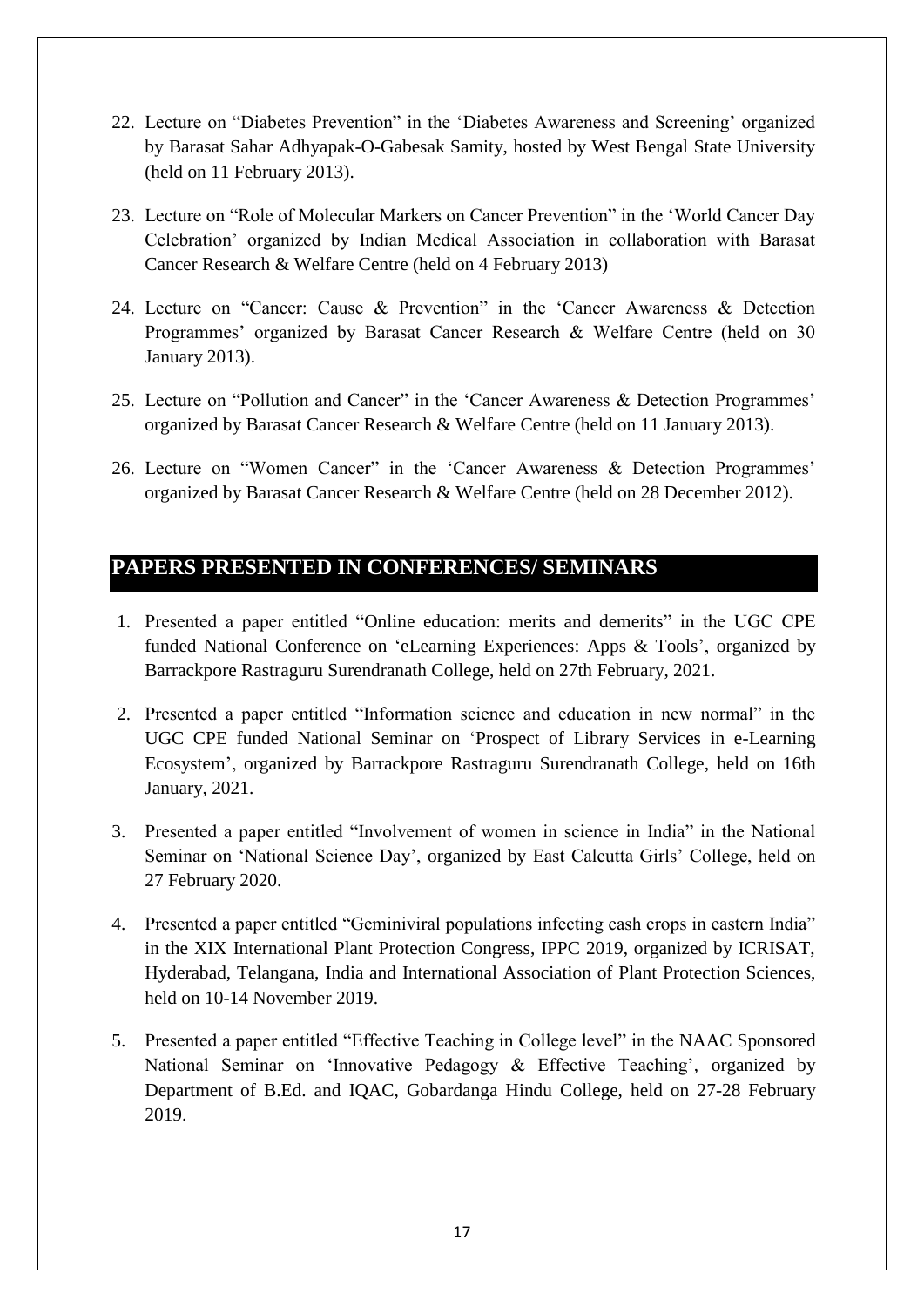22. Lecture on "Diabetes Prevention" in the 'Diabetes Awareness and Screening' organized by Barasat Sahar Adhyapak-O-Gabesak Samity, hosted by West Bengal State University (held on 11 February 2013).

23. Lecture on "Role of Molecular Markers on Cancer Prevention" in the 'World Cancer Day Celebration' organized by Indian Medical Association in collaboration with Barasat Cancer Research & Welfare Centre (held on 4 February 2013)

24. Lecture on "Cancer: Cause & Prevention" in the 'Cancer Awareness & Detection Programmes' organized by Barasat Cancer Research & Welfare Centre (held on 30 January 2013).

25. Lecture on "Pollution and Cancer" in the 'Cancer Awareness & Detection Programmes' organized by Barasat Cancer Research & Welfare Centre (held on 11 January 2013).

26. Lecture on "Women Cancer" in the 'Cancer Awareness & Detection Programmes' organized by Barasat Cancer Research & Welfare Centre (held on 28 December 2012).

## PAPERS PRESENTED IN CONFERENCES/ SEMINARS

1. Presented a paper entitled "Online education: merits and demerits" in the UGC CPE funded National Conference on 'eLearning Experiences: Apps & Tools', organized by Barrackpore Rastraguru Surendranath College, held on 27th February, 2021.

2. Presented a paper entitled "Information science and education in new normal" in the UGC CPE funded National Seminar on 'Prospect of Library Services in e-Learning Ecosystem', organized by Barrackpore Rastraguru Surendranath College, held on 16th January, 2021.

3. Presented a paper entitled "Involvement of women in science in India" in the National Seminar on 'National Science Day', organized by East Calcutta Girls' College, held on 27 February 2020.

4. Presented a paper entitled "Geminiviral populations infecting cash crops in eastern India" in the XIX International Plant Protection Congress, IPPC 2019, organized by ICRISAT, Hyderabad, Telangana, India and International Association of Plant Protection Sciences, held on 10-14 November 2019.

5. Presented a paper entitled "Effective Teaching in College level" in the NAAC Sponsored National Seminar on 'Innovative Pedagogy & Effective Teaching', organized by Department of B.Ed. and IQAC, Gobardanga Hindu College, held on 27-28 February 2019.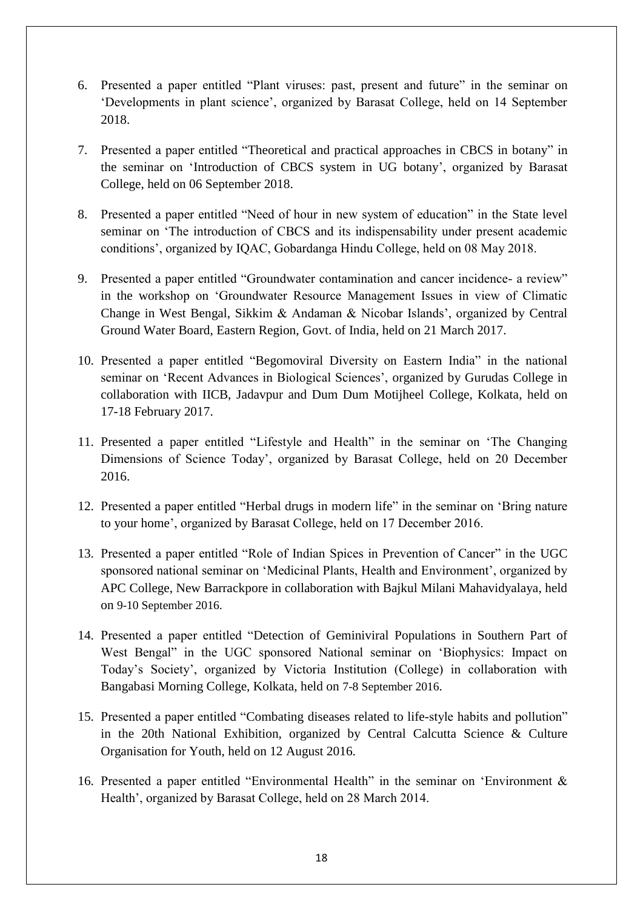6. Presented a paper entitled "Plant viruses: past, present and future" in the seminar on 'Developments in plant science', organized by Barasat College, held on 14 September 2018.

7. Presented a paper entitled "Theoretical and practical approaches in CBCS in botany" in the seminar on 'Introduction of CBCS system in UG botany', organized by Barasat College, held on 06 September 2018.

8. Presented a paper entitled "Need of hour in new system of education" in the State level seminar on 'The introduction of CBCS and its indispensability under present academic conditions', organized by IQAC, Gobardanga Hindu College, held on 08 May 2018.

9. Presented a paper entitled "Groundwater contamination and cancer incidence- a review" in the workshop on 'Groundwater Resource Management Issues in view of Climatic Change in West Bengal, Sikkim & Andaman & Nicobar Islands', organized by Central Ground Water Board, Eastern Region, Govt. of India, held on 21 March 2017.

10. Presented a paper entitled "Begomoviral Diversity on Eastern India" in the national seminar on 'Recent Advances in Biological Sciences', organized by Gurudas College in collaboration with IICB, Jadavpur and Dum Dum Motijheel College, Kolkata, held on 17-18 February 2017.

11. Presented a paper entitled "Lifestyle and Health" in the seminar on 'The Changing Dimensions of Science Today', organized by Barasat College, held on 20 December 2016.

12. Presented a paper entitled "Herbal drugs in modern life" in the seminar on 'Bring nature to your home', organized by Barasat College, held on 17 December 2016.

13. Presented a paper entitled "Role of Indian Spices in Prevention of Cancer" in the UGC sponsored national seminar on 'Medicinal Plants, Health and Environment', organized by APC College, New Barrackpore in collaboration with Bajkul Milani Mahavidyalaya, held on 9-10 September 2016.

14. Presented a paper entitled "Detection of Geminiviral Populations in Southern Part of West Bengal" in the UGC sponsored National seminar on 'Biophysics: Impact on Today's Society', organized by Victoria Institution (College) in collaboration with Bangabasi Morning College, Kolkata, held on 7-8 September 2016.

15. Presented a paper entitled "Combating diseases related to life-style habits and pollution" in the 20th National Exhibition, organized by Central Calcutta Science & Culture Organisation for Youth, held on 12 August 2016.

16. Presented a paper entitled "Environmental Health" in the seminar on 'Environment & Health', organized by Barasat College, held on 28 March 2014.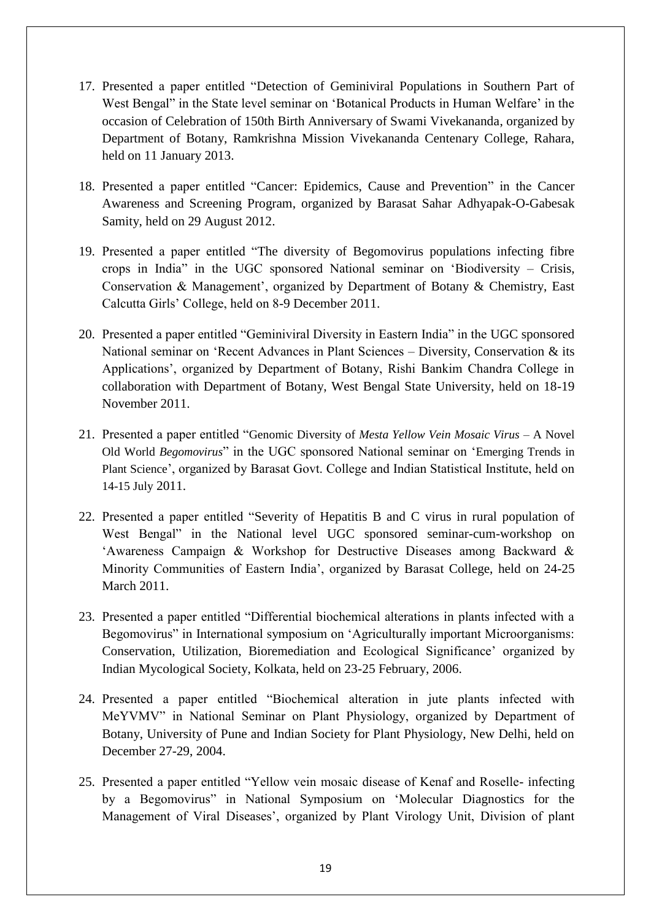17. Presented a paper entitled "Detection of Geminiviral Populations in Southern Part of West Bengal" in the State level seminar on 'Botanical Products in Human Welfare' in the occasion of Celebration of 150th Birth Anniversary of Swami Vivekananda, organized by Department of Botany, Ramkrishna Mission Vivekananda Centenary College, Rahara, held on 11 January 2013.

18. Presented a paper entitled "Cancer: Epidemics, Cause and Prevention" in the Cancer Awareness and Screening Program, organized by Barasat Sahar Adhyapak-O-Gabesak Samity, held on 29 August 2012.

19. Presented a paper entitled "The diversity of Begomovirus populations infecting fibre crops in India" in the UGC sponsored National seminar on 'Biodiversity – Crisis, Conservation & Management', organized by Department of Botany & Chemistry, East Calcutta Girls' College, held on 8-9 December 2011.

20. Presented a paper entitled "Geminiviral Diversity in Eastern India" in the UGC sponsored National seminar on 'Recent Advances in Plant Sciences – Diversity, Conservation & its Applications', organized by Department of Botany, Rishi Bankim Chandra College in collaboration with Department of Botany, West Bengal State University, held on 18-19 November 2011.

21. Presented a paper entitled "Genomic Diversity of *Mesta Yellow Vein Mosaic Virus* – A Novel Old World *Begomovirus*" in the UGC sponsored National seminar on 'Emerging Trends in Plant Science', organized by Barasat Govt. College and Indian Statistical Institute, held on 14-15 July 2011.

22. Presented a paper entitled "Severity of Hepatitis B and C virus in rural population of West Bengal" in the National level UGC sponsored seminar-cum-workshop on 'Awareness Campaign & Workshop for Destructive Diseases among Backward & Minority Communities of Eastern India', organized by Barasat College, held on 24-25 March 2011.

23. Presented a paper entitled "Differential biochemical alterations in plants infected with a Begomovirus" in International symposium on 'Agriculturally important Microorganisms: Conservation, Utilization, Bioremediation and Ecological Significance' organized by Indian Mycological Society, Kolkata, held on 23-25 February, 2006.

24. Presented a paper entitled "Biochemical alteration in jute plants infected with MeYVMV" in National Seminar on Plant Physiology, organized by Department of Botany, University of Pune and Indian Society for Plant Physiology, New Delhi, held on December 27-29, 2004.

25. Presented a paper entitled "Yellow vein mosaic disease of Kenaf and Roselle- infecting by a Begomovirus" in National Symposium on 'Molecular Diagnostics for the Management of Viral Diseases', organized by Plant Virology Unit, Division of plant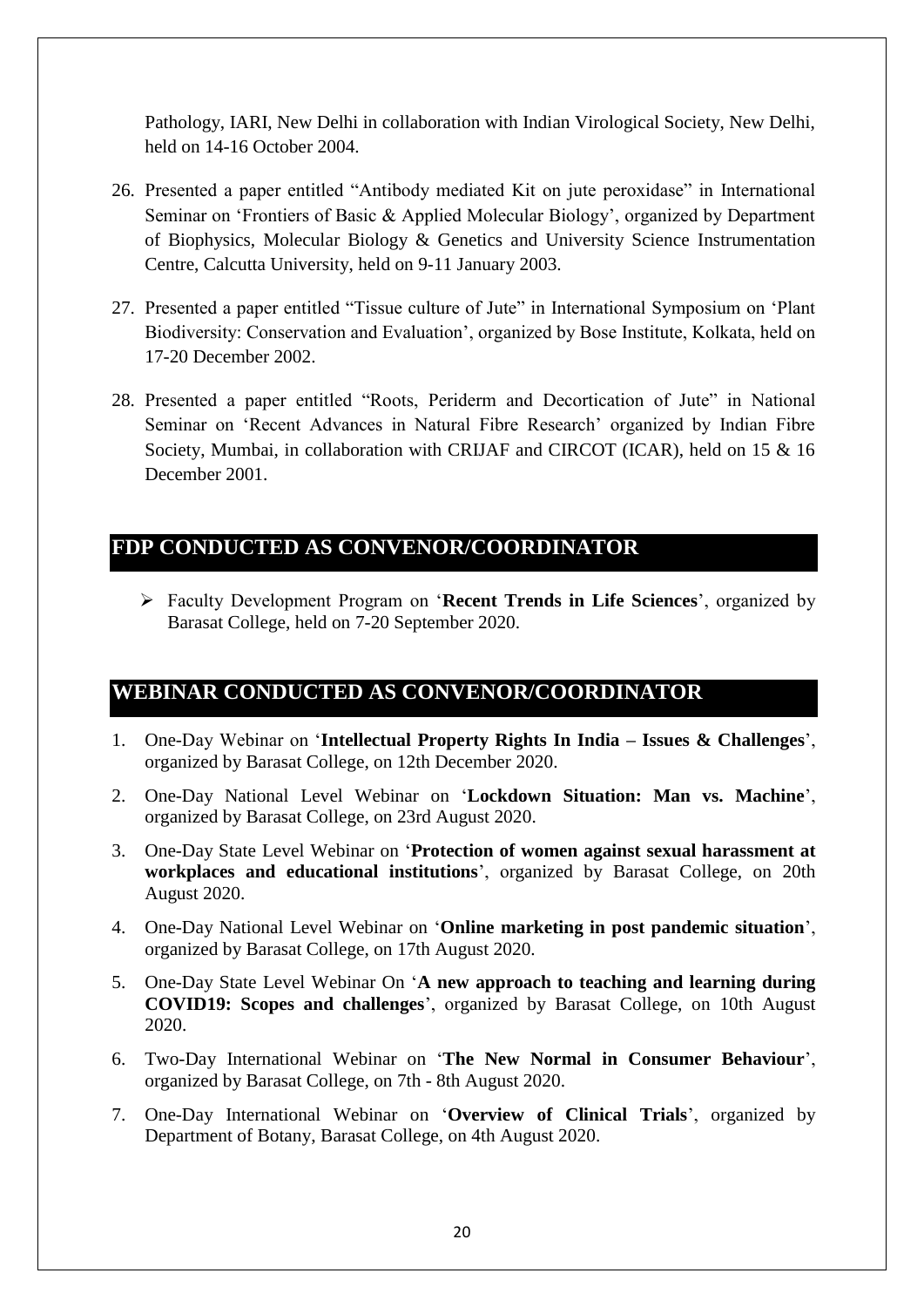Pathology, IARI, New Delhi in collaboration with Indian Virological Society, New Delhi, held on 14-16 October 2004.

26. Presented a paper entitled "Antibody mediated Kit on jute peroxidase" in International Seminar on 'Frontiers of Basic & Applied Molecular Biology', organized by Department of Biophysics, Molecular Biology & Genetics and University Science Instrumentation Centre, Calcutta University, held on 9-11 January 2003.

27. Presented a paper entitled "Tissue culture of Jute" in International Symposium on 'Plant Biodiversity: Conservation and Evaluation', organized by Bose Institute, Kolkata, held on 17-20 December 2002.

28. Presented a paper entitled "Roots, Periderm and Decortication of Jute" in National Seminar on 'Recent Advances in Natural Fibre Research' organized by Indian Fibre Society, Mumbai, in collaboration with CRIJAF and CIRCOT (ICAR), held on 15 & 16 December 2001.

## FDP CONDUCTED AS CONVENOR/COORDINATOR

- Faculty Development Program on '**Recent Trends in Life Sciences**', organized by Barasat College, held on 7-20 September 2020.

## WEBINAR CONDUCTED AS CONVENOR/COORDINATOR

1. One-Day Webinar on '**Intellectual Property Rights In India – Issues & Challenges**', organized by Barasat College, on 12th December 2020.

2. One-Day National Level Webinar on '**Lockdown Situation: Man vs. Machine**', organized by Barasat College, on 23rd August 2020.

3. One-Day State Level Webinar on '**Protection of women against sexual harassment at workplaces and educational institutions**', organized by Barasat College, on 20th August 2020.

4. One-Day National Level Webinar on '**Online marketing in post pandemic situation**', organized by Barasat College, on 17th August 2020.

5. One-Day State Level Webinar On '**A new approach to teaching and learning during COVID19: Scopes and challenges**', organized by Barasat College, on 10th August 2020.

6. Two-Day International Webinar on '**The New Normal in Consumer Behaviour**', organized by Barasat College, on 7th - 8th August 2020.

7. One-Day International Webinar on '**Overview of Clinical Trials**', organized by Department of Botany, Barasat College, on 4th August 2020.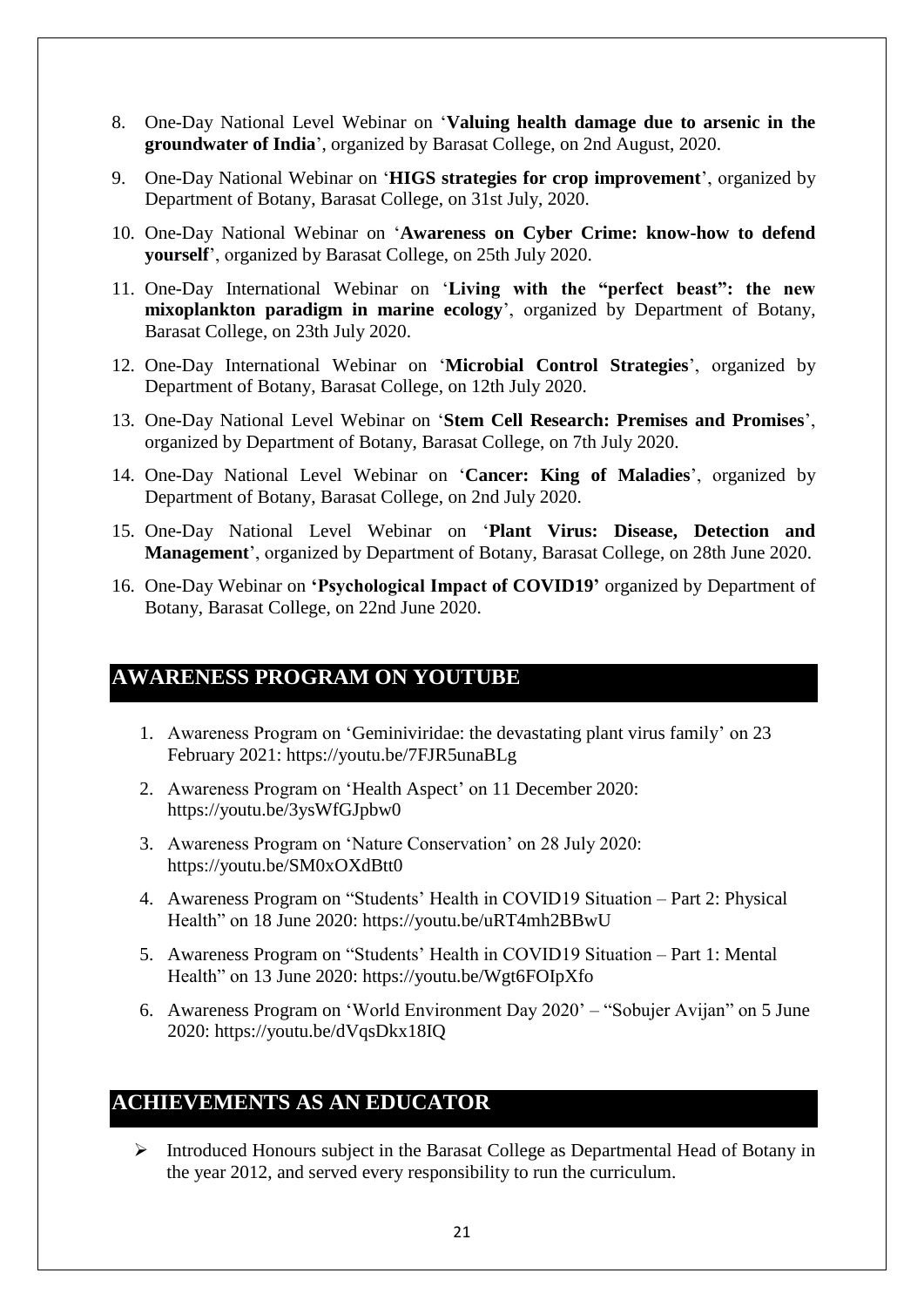8. One-Day National Level Webinar on '**Valuing health damage due to arsenic in the groundwater of India**', organized by Barasat College, on 2nd August, 2020.
9. One-Day National Webinar on '**HIGS strategies for crop improvement**', organized by Department of Botany, Barasat College, on 31st July, 2020.
10. One-Day National Webinar on '**Awareness on Cyber Crime: know-how to defend yourself**', organized by Barasat College, on 25th July 2020.
11. One-Day International Webinar on '**Living with the "perfect beast": the new mixoplankton paradigm in marine ecology**', organized by Department of Botany, Barasat College, on 23th July 2020.
12. One-Day International Webinar on '**Microbial Control Strategies**', organized by Department of Botany, Barasat College, on 12th July 2020.
13. One-Day National Level Webinar on '**Stem Cell Research: Premises and Promises**', organized by Department of Botany, Barasat College, on 7th July 2020.
14. One-Day National Level Webinar on '**Cancer: King of Maladies**', organized by Department of Botany, Barasat College, on 2nd July 2020.
15. One-Day National Level Webinar on '**Plant Virus: Disease, Detection and Management**', organized by Department of Botany, Barasat College, on 28th June 2020.
16. One-Day Webinar on **'Psychological Impact of COVID19'** organized by Department of Botany, Barasat College, on 22nd June 2020.

## AWARENESS PROGRAM ON YOUTUBE

1. Awareness Program on 'Geminiviridae: the devastating plant virus family' on 23 February 2021: https://youtu.be/7FJR5unaBLg
2. Awareness Program on 'Health Aspect' on 11 December 2020: https://youtu.be/3ysWfGJpbw0
3. Awareness Program on 'Nature Conservation' on 28 July 2020: https://youtu.be/SM0xOXdBtt0
4. Awareness Program on "Students' Health in COVID19 Situation – Part 2: Physical Health" on 18 June 2020: https://youtu.be/uRT4mh2BBwU
5. Awareness Program on "Students' Health in COVID19 Situation – Part 1: Mental Health" on 13 June 2020: https://youtu.be/Wgt6FOIpXfo
6. Awareness Program on 'World Environment Day 2020' – "Sobujer Avijan" on 5 June 2020: https://youtu.be/dVqsDkx18IQ

## ACHIEVEMENTS AS AN EDUCATOR

- Introduced Honours subject in the Barasat College as Departmental Head of Botany in the year 2012, and served every responsibility to run the curriculum.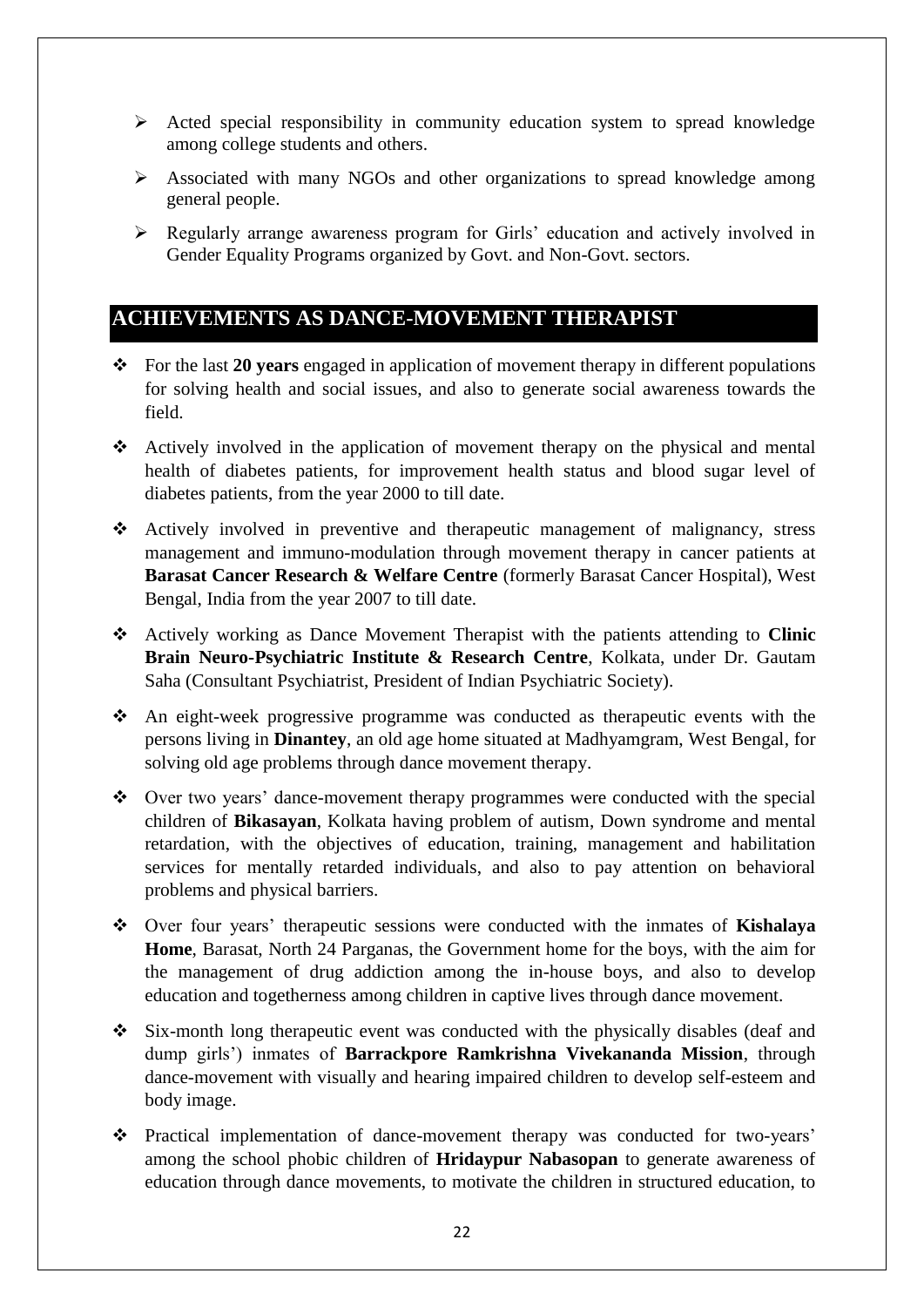- Acted special responsibility in community education system to spread knowledge among college students and others.
- Associated with many NGOs and other organizations to spread knowledge among general people.
- Regularly arrange awareness program for Girls' education and actively involved in Gender Equality Programs organized by Govt. and Non-Govt. sectors.

## ACHIEVEMENTS AS DANCE-MOVEMENT THERAPIST

- For the last **20 years** engaged in application of movement therapy in different populations for solving health and social issues, and also to generate social awareness towards the field.
- Actively involved in the application of movement therapy on the physical and mental health of diabetes patients, for improvement health status and blood sugar level of diabetes patients, from the year 2000 to till date.
- Actively involved in preventive and therapeutic management of malignancy, stress management and immuno-modulation through movement therapy in cancer patients at **Barasat Cancer Research & Welfare Centre** (formerly Barasat Cancer Hospital), West Bengal, India from the year 2007 to till date.
- Actively working as Dance Movement Therapist with the patients attending to **Clinic Brain Neuro-Psychiatric Institute & Research Centre**, Kolkata, under Dr. Gautam Saha (Consultant Psychiatrist, President of Indian Psychiatric Society).
- An eight-week progressive programme was conducted as therapeutic events with the persons living in **Dinantey**, an old age home situated at Madhyamgram, West Bengal, for solving old age problems through dance movement therapy.
- Over two years' dance-movement therapy programmes were conducted with the special children of **Bikasayan**, Kolkata having problem of autism, Down syndrome and mental retardation, with the objectives of education, training, management and habilitation services for mentally retarded individuals, and also to pay attention on behavioral problems and physical barriers.
- Over four years' therapeutic sessions were conducted with the inmates of **Kishalaya Home**, Barasat, North 24 Parganas, the Government home for the boys, with the aim for the management of drug addiction among the in-house boys, and also to develop education and togetherness among children in captive lives through dance movement.
- Six-month long therapeutic event was conducted with the physically disables (deaf and dump girls') inmates of **Barrackpore Ramkrishna Vivekananda Mission**, through dance-movement with visually and hearing impaired children to develop self-esteem and body image.
- Practical implementation of dance-movement therapy was conducted for two-years' among the school phobic children of **Hridaypur Nabasopan** to generate awareness of education through dance movements, to motivate the children in structured education, to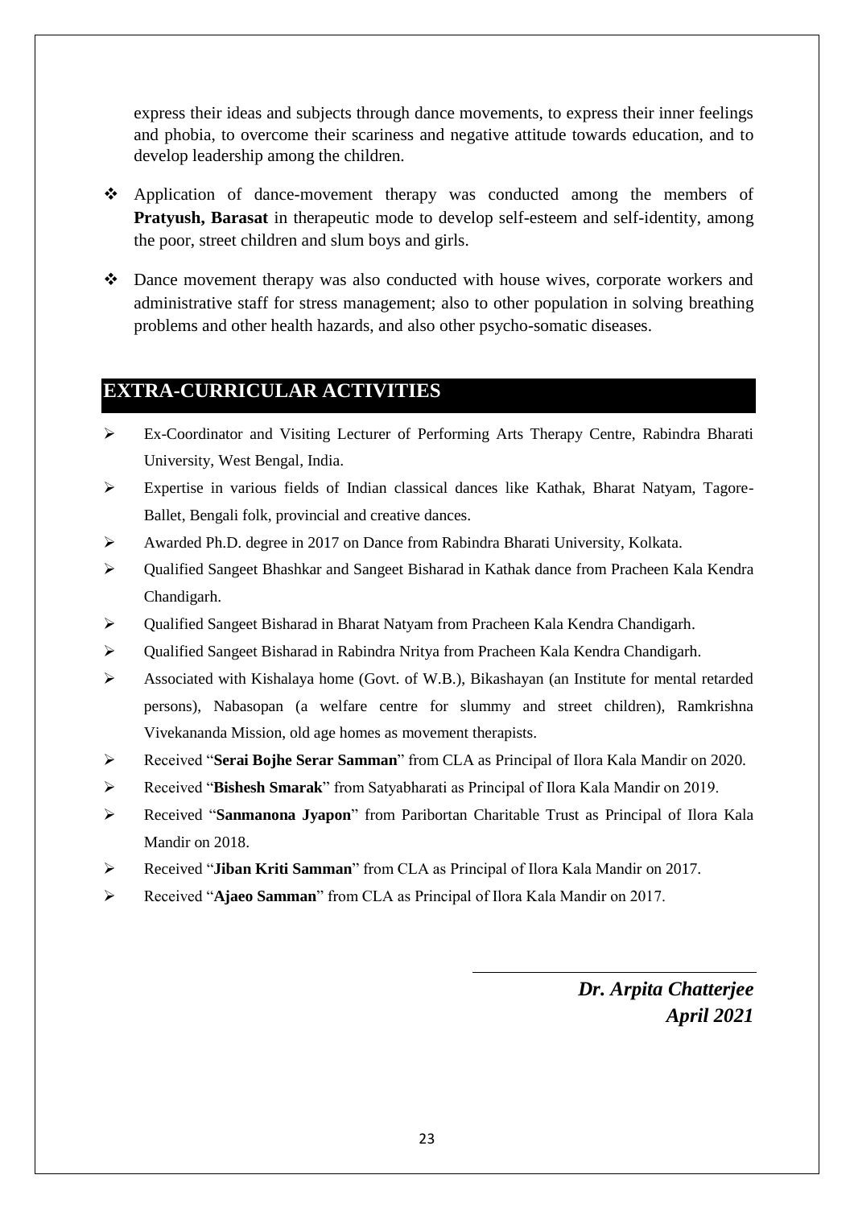express their ideas and subjects through dance movements, to express their inner feelings and phobia, to overcome their scariness and negative attitude towards education, and to develop leadership among the children.

- Application of dance-movement therapy was conducted among the members of **Pratyush, Barasat** in therapeutic mode to develop self-esteem and self-identity, among the poor, street children and slum boys and girls.

- Dance movement therapy was also conducted with house wives, corporate workers and administrative staff for stress management; also to other population in solving breathing problems and other health hazards, and also other psycho-somatic diseases.

## EXTRA-CURRICULAR ACTIVITIES

- Ex-Coordinator and Visiting Lecturer of Performing Arts Therapy Centre, Rabindra Bharati University, West Bengal, India.
- Expertise in various fields of Indian classical dances like Kathak, Bharat Natyam, Tagore-Ballet, Bengali folk, provincial and creative dances.
- Awarded Ph.D. degree in 2017 on Dance from Rabindra Bharati University, Kolkata.
- Qualified Sangeet Bhashkar and Sangeet Bisharad in Kathak dance from Pracheen Kala Kendra Chandigarh.
- Qualified Sangeet Bisharad in Bharat Natyam from Pracheen Kala Kendra Chandigarh.
- Qualified Sangeet Bisharad in Rabindra Nritya from Pracheen Kala Kendra Chandigarh.
- Associated with Kishalaya home (Govt. of W.B.), Bikashayan (an Institute for mental retarded persons), Nabasopan (a welfare centre for slummy and street children), Ramkrishna Vivekananda Mission, old age homes as movement therapists.
- Received "**Serai Bojhe Serar Samman**" from CLA as Principal of Ilora Kala Mandir on 2020.
- Received "**Bishesh Smarak**" from Satyabharati as Principal of Ilora Kala Mandir on 2019.
- Received "**Sanmanona Jyapon**" from Paribortan Charitable Trust as Principal of Ilora Kala Mandir on 2018.
- Received "**Jiban Kriti Samman**" from CLA as Principal of Ilora Kala Mandir on 2017.
- Received "**Ajaeo Samman**" from CLA as Principal of Ilora Kala Mandir on 2017.

***Dr. Arpita Chatterjee***
***April 2021***